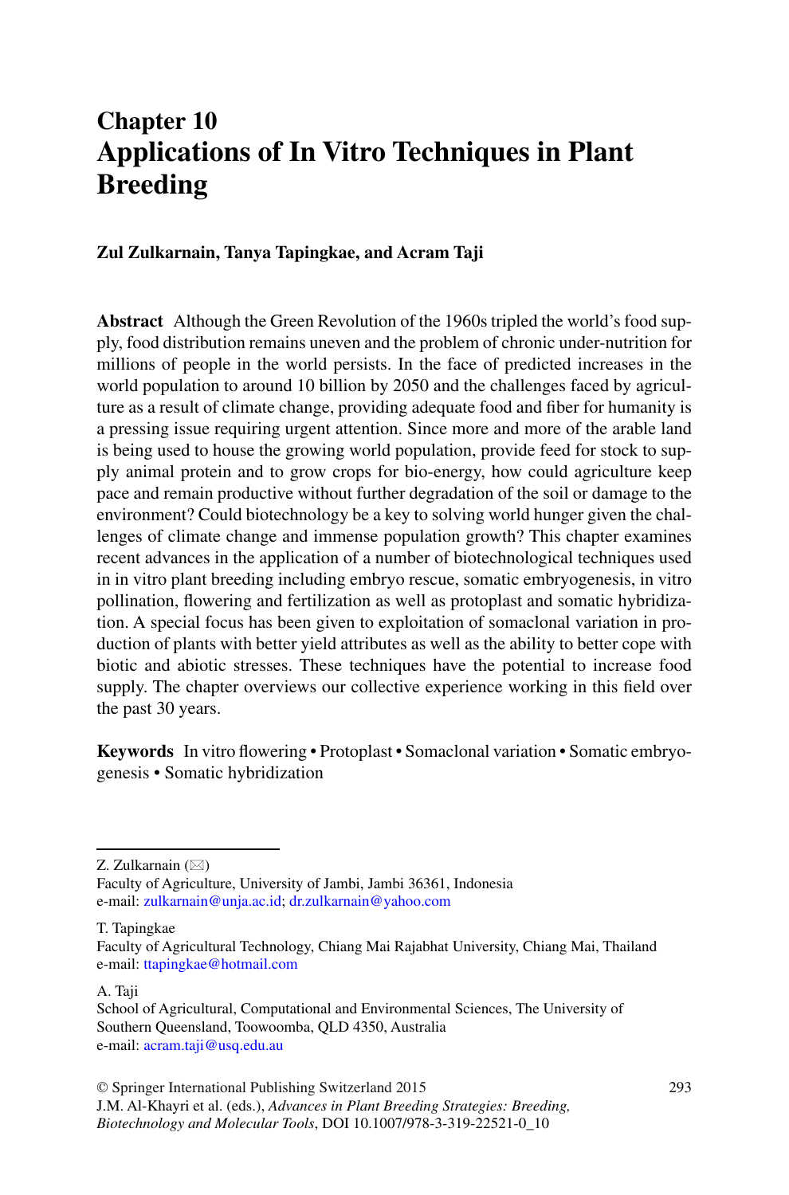# Chapter 10
# Applications of In Vitro Techniques in Plant Breeding

**Zul Zulkarnain, Tanya Tapingkae, and Acram Taji**

**Abstract** Although the Green Revolution of the 1960s tripled the world's food supply, food distribution remains uneven and the problem of chronic under-nutrition for millions of people in the world persists. In the face of predicted increases in the world population to around 10 billion by 2050 and the challenges faced by agriculture as a result of climate change, providing adequate food and fiber for humanity is a pressing issue requiring urgent attention. Since more and more of the arable land is being used to house the growing world population, provide feed for stock to supply animal protein and to grow crops for bio-energy, how could agriculture keep pace and remain productive without further degradation of the soil or damage to the environment? Could biotechnology be a key to solving world hunger given the challenges of climate change and immense population growth? This chapter examines recent advances in the application of a number of biotechnological techniques used in in vitro plant breeding including embryo rescue, somatic embryogenesis, in vitro pollination, flowering and fertilization as well as protoplast and somatic hybridization. A special focus has been given to exploitation of somaclonal variation in production of plants with better yield attributes as well as the ability to better cope with biotic and abiotic stresses. These techniques have the potential to increase food supply. The chapter overviews our collective experience working in this field over the past 30 years.

**Keywords** In vitro flowering • Protoplast • Somaclonal variation • Somatic embryogenesis • Somatic hybridization

---

Z. Zulkarnain (✉)
Faculty of Agriculture, University of Jambi, Jambi 36361, Indonesia
e-mail: zulkarnain@unja.ac.id; dr.zulkarnain@yahoo.com

T. Tapingkae
Faculty of Agricultural Technology, Chiang Mai Rajabhat University, Chiang Mai, Thailand
e-mail: ttapingkae@hotmail.com

A. Taji
School of Agricultural, Computational and Environmental Sciences, The University of Southern Queensland, Toowoomba, QLD 4350, Australia
e-mail: acram.taji@usq.edu.au

© Springer International Publishing Switzerland 2015
J.M. Al-Khayri et al. (eds.), *Advances in Plant Breeding Strategies: Breeding, Biotechnology and Molecular Tools*, DOI 10.1007/978-3-319-22521-0_10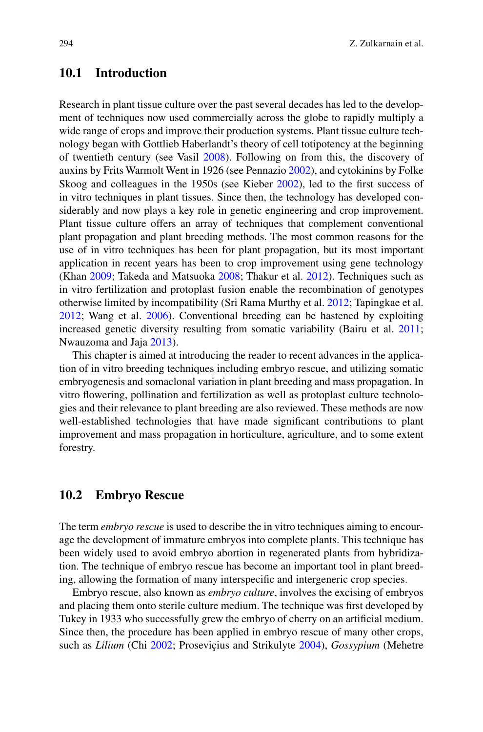## 10.1 Introduction

Research in plant tissue culture over the past several decades has led to the development of techniques now used commercially across the globe to rapidly multiply a wide range of crops and improve their production systems. Plant tissue culture technology began with Gottlieb Haberlandt's theory of cell totipotency at the beginning of twentieth century (see Vasil 2008). Following on from this, the discovery of auxins by Frits Warmolt Went in 1926 (see Pennazio 2002), and cytokinins by Folke Skoog and colleagues in the 1950s (see Kieber 2002), led to the first success of in vitro techniques in plant tissues. Since then, the technology has developed considerably and now plays a key role in genetic engineering and crop improvement. Plant tissue culture offers an array of techniques that complement conventional plant propagation and plant breeding methods. The most common reasons for the use of in vitro techniques has been for plant propagation, but its most important application in recent years has been to crop improvement using gene technology (Khan 2009; Takeda and Matsuoka 2008; Thakur et al. 2012). Techniques such as in vitro fertilization and protoplast fusion enable the recombination of genotypes otherwise limited by incompatibility (Sri Rama Murthy et al. 2012; Tapingkae et al. 2012; Wang et al. 2006). Conventional breeding can be hastened by exploiting increased genetic diversity resulting from somatic variability (Bairu et al. 2011; Nwauzoma and Jaja 2013).

This chapter is aimed at introducing the reader to recent advances in the application of in vitro breeding techniques including embryo rescue, and utilizing somatic embryogenesis and somaclonal variation in plant breeding and mass propagation. In vitro flowering, pollination and fertilization as well as protoplast culture technologies and their relevance to plant breeding are also reviewed. These methods are now well-established technologies that have made significant contributions to plant improvement and mass propagation in horticulture, agriculture, and to some extent forestry.

## 10.2 Embryo Rescue

The term *embryo rescue* is used to describe the in vitro techniques aiming to encourage the development of immature embryos into complete plants. This technique has been widely used to avoid embryo abortion in regenerated plants from hybridization. The technique of embryo rescue has become an important tool in plant breeding, allowing the formation of many interspecific and intergeneric crop species.

Embryo rescue, also known as *embryo culture*, involves the excising of embryos and placing them onto sterile culture medium. The technique was first developed by Tukey in 1933 who successfully grew the embryo of cherry on an artificial medium. Since then, the procedure has been applied in embryo rescue of many other crops, such as *Lilium* (Chi 2002; Proseviçius and Strikulyte 2004), *Gossypium* (Mehetre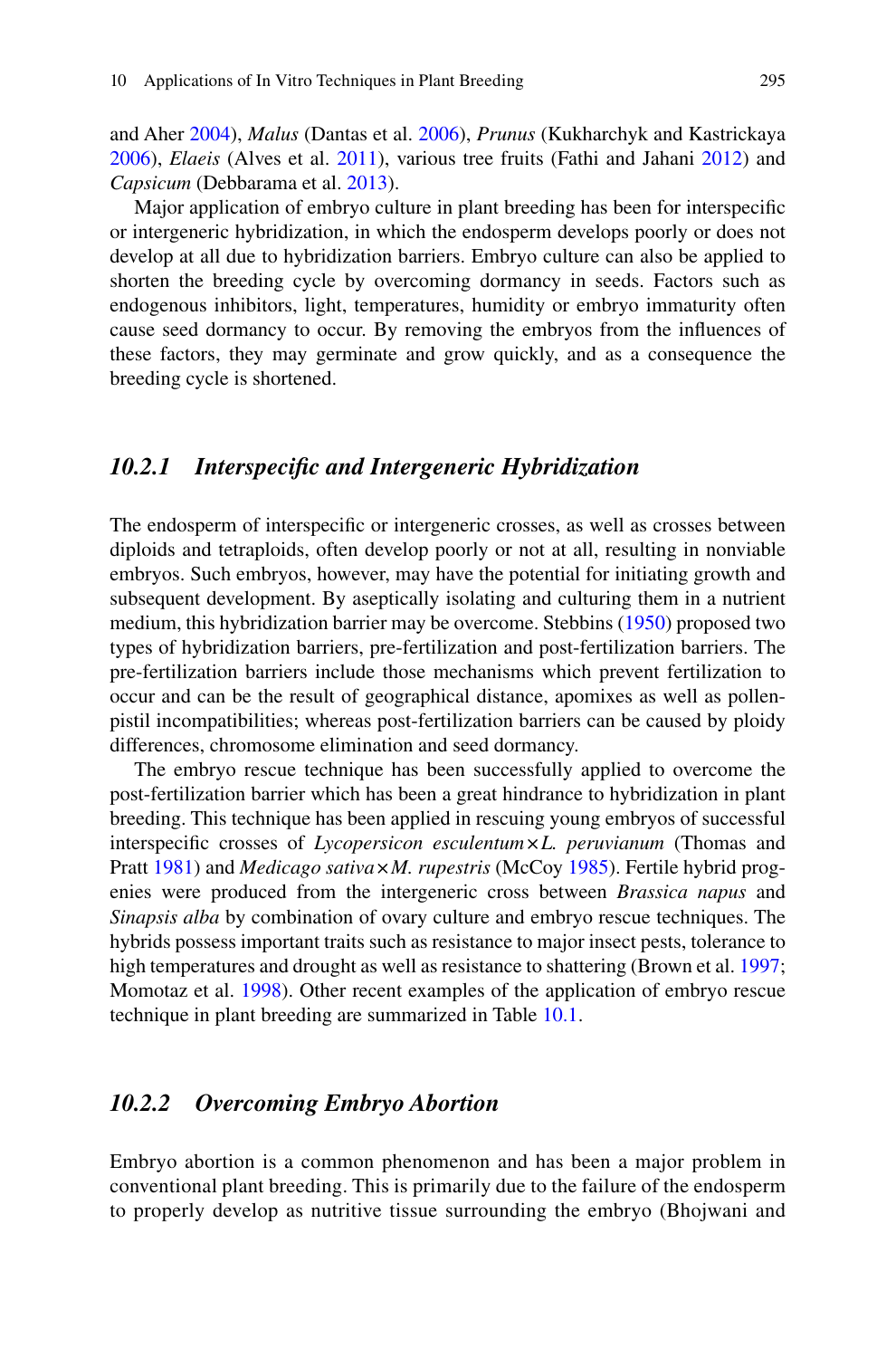and Aher 2004), *Malus* (Dantas et al. 2006), *Prunus* (Kukharchyk and Kastrickaya 2006), *Elaeis* (Alves et al. 2011), various tree fruits (Fathi and Jahani 2012) and *Capsicum* (Debbarama et al. 2013).

Major application of embryo culture in plant breeding has been for interspecific or intergeneric hybridization, in which the endosperm develops poorly or does not develop at all due to hybridization barriers. Embryo culture can also be applied to shorten the breeding cycle by overcoming dormancy in seeds. Factors such as endogenous inhibitors, light, temperatures, humidity or embryo immaturity often cause seed dormancy to occur. By removing the embryos from the influences of these factors, they may germinate and grow quickly, and as a consequence the breeding cycle is shortened.

### *10.2.1 Interspecific and Intergeneric Hybridization*

The endosperm of interspecific or intergeneric crosses, as well as crosses between diploids and tetraploids, often develop poorly or not at all, resulting in nonviable embryos. Such embryos, however, may have the potential for initiating growth and subsequent development. By aseptically isolating and culturing them in a nutrient medium, this hybridization barrier may be overcome. Stebbins (1950) proposed two types of hybridization barriers, pre-fertilization and post-fertilization barriers. The pre-fertilization barriers include those mechanisms which prevent fertilization to occur and can be the result of geographical distance, apomixes as well as pollen-pistil incompatibilities; whereas post-fertilization barriers can be caused by ploidy differences, chromosome elimination and seed dormancy.

The embryo rescue technique has been successfully applied to overcome the post-fertilization barrier which has been a great hindrance to hybridization in plant breeding. This technique has been applied in rescuing young embryos of successful interspecific crosses of *Lycopersicon esculentum* × *L. peruvianum* (Thomas and Pratt 1981) and *Medicago sativa* × *M. rupestris* (McCoy 1985). Fertile hybrid progenies were produced from the intergeneric cross between *Brassica napus* and *Sinapsis alba* by combination of ovary culture and embryo rescue techniques. The hybrids possess important traits such as resistance to major insect pests, tolerance to high temperatures and drought as well as resistance to shattering (Brown et al. 1997; Momotaz et al. 1998). Other recent examples of the application of embryo rescue technique in plant breeding are summarized in Table 10.1.

### *10.2.2 Overcoming Embryo Abortion*

Embryo abortion is a common phenomenon and has been a major problem in conventional plant breeding. This is primarily due to the failure of the endosperm to properly develop as nutritive tissue surrounding the embryo (Bhojwani and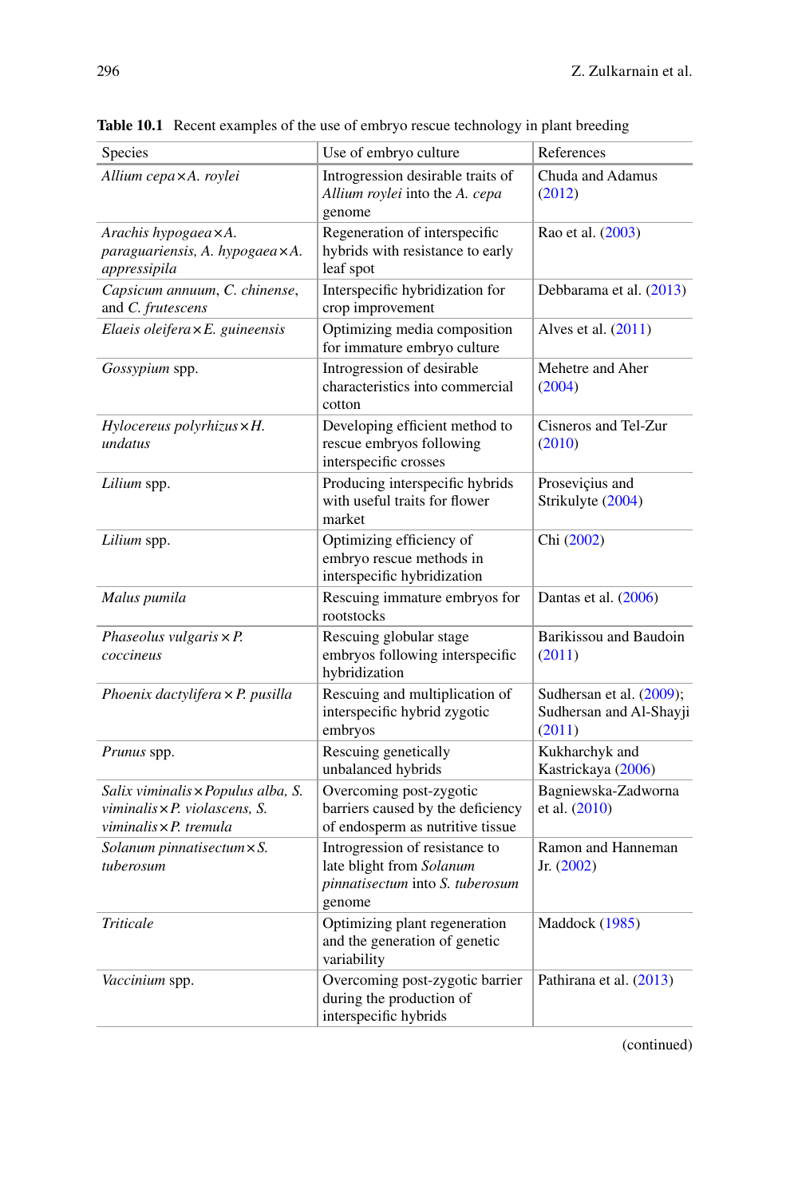**Table 10.1** Recent examples of the use of embryo rescue technology in plant breeding

| Species | Use of embryo culture | References |
|---|---|---|
| *Allium cepa* × *A. roylei* | Introgression desirable traits of *Allium roylei* into the *A. cepa* genome | Chuda and Adamus (2012) |
| *Arachis hypogaea* × *A. paraguariensis, A. hypogaea* × *A. appressipila* | Regeneration of interspecific hybrids with resistance to early leaf spot | Rao et al. (2003) |
| *Capsicum annuum, C. chinense,* and *C. frutescens* | Interspecific hybridization for crop improvement | Debbarama et al. (2013) |
| *Elaeis oleifera* × *E. guineensis* | Optimizing media composition for immature embryo culture | Alves et al. (2011) |
| *Gossypium* spp. | Introgression of desirable characteristics into commercial cotton | Mehetre and Aher (2004) |
| *Hylocereus polyrhizus* × *H. undatus* | Developing efficient method to rescue embryos following interspecific crosses | Cisneros and Tel-Zur (2010) |
| *Lilium* spp. | Producing interspecific hybrids with useful traits for flower market | Prosevičius and Strikulyte (2004) |
| *Lilium* spp. | Optimizing efficiency of embryo rescue methods in interspecific hybridization | Chi (2002) |
| *Malus pumila* | Rescuing immature embryos for rootstocks | Dantas et al. (2006) |
| *Phaseolus vulgaris* × *P. coccineus* | Rescuing globular stage embryos following interspecific hybridization | Barikissou and Baudoin (2011) |
| *Phoenix dactylifera* × *P. pusilla* | Rescuing and multiplication of interspecific hybrid zygotic embryos | Sudhersan et al. (2009); Sudhersan and Al-Shayji (2011) |
| *Prunus* spp. | Rescuing genetically unbalanced hybrids | Kukharchyk and Kastrickaya (2006) |
| *Salix viminalis* × *Populus alba, S. viminalis* × *P. violascens, S. viminalis* × *P. tremula* | Overcoming post-zygotic barriers caused by the deficiency of endosperm as nutritive tissue | Bagniewska-Zadworna et al. (2010) |
| *Solanum pinnatisectum* × *S. tuberosum* | Introgression of resistance to late blight from *Solanum pinnatisectum* into *S. tuberosum* genome | Ramon and Hanneman Jr. (2002) |
| *Triticale* | Optimizing plant regeneration and the generation of genetic variability | Maddock (1985) |
| *Vaccinium* spp. | Overcoming post-zygotic barrier during the production of interspecific hybrids | Pathirana et al. (2013) |

(continued)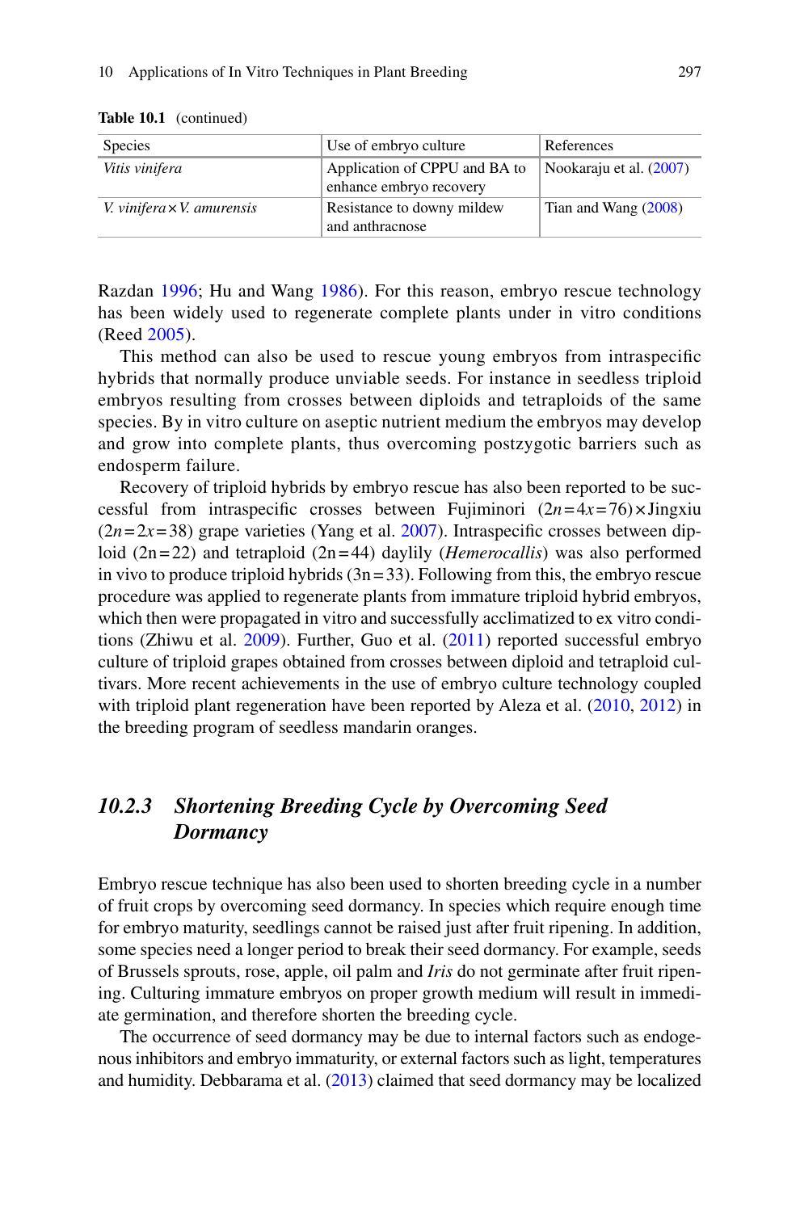**Table 10.1** (continued)

| Species | Use of embryo culture | References |
|---|---|---|
| *Vitis vinifera* | Application of CPPU and BA to enhance embryo recovery | Nookaraju et al. (2007) |
| *V. vinifera* × *V. amurensis* | Resistance to downy mildew and anthracnose | Tian and Wang (2008) |

Razdan 1996; Hu and Wang 1986). For this reason, embryo rescue technology has been widely used to regenerate complete plants under in vitro conditions (Reed 2005).

This method can also be used to rescue young embryos from intraspecific hybrids that normally produce unviable seeds. For instance in seedless triploid embryos resulting from crosses between diploids and tetraploids of the same species. By in vitro culture on aseptic nutrient medium the embryos may develop and grow into complete plants, thus overcoming postzygotic barriers such as endosperm failure.

Recovery of triploid hybrids by embryo rescue has also been reported to be successful from intraspecific crosses between Fujiminori ($2n = 4x = 76$) × Jingxiu ($2n = 2x = 38$) grape varieties (Yang et al. 2007). Intraspecific crosses between diploid ($2n = 22$) and tetraploid ($2n = 44$) daylily (*Hemerocallis*) was also performed in vivo to produce triploid hybrids ($3n = 33$). Following from this, the embryo rescue procedure was applied to regenerate plants from immature triploid hybrid embryos, which then were propagated in vitro and successfully acclimatized to ex vitro conditions (Zhiwu et al. 2009). Further, Guo et al. (2011) reported successful embryo culture of triploid grapes obtained from crosses between diploid and tetraploid cultivars. More recent achievements in the use of embryo culture technology coupled with triploid plant regeneration have been reported by Aleza et al. (2010, 2012) in the breeding program of seedless mandarin oranges.

### *10.2.3 Shortening Breeding Cycle by Overcoming Seed Dormancy*

Embryo rescue technique has also been used to shorten breeding cycle in a number of fruit crops by overcoming seed dormancy. In species which require enough time for embryo maturity, seedlings cannot be raised just after fruit ripening. In addition, some species need a longer period to break their seed dormancy. For example, seeds of Brussels sprouts, rose, apple, oil palm and *Iris* do not germinate after fruit ripening. Culturing immature embryos on proper growth medium will result in immediate germination, and therefore shorten the breeding cycle.

The occurrence of seed dormancy may be due to internal factors such as endogenous inhibitors and embryo immaturity, or external factors such as light, temperatures and humidity. Debbarama et al. (2013) claimed that seed dormancy may be localized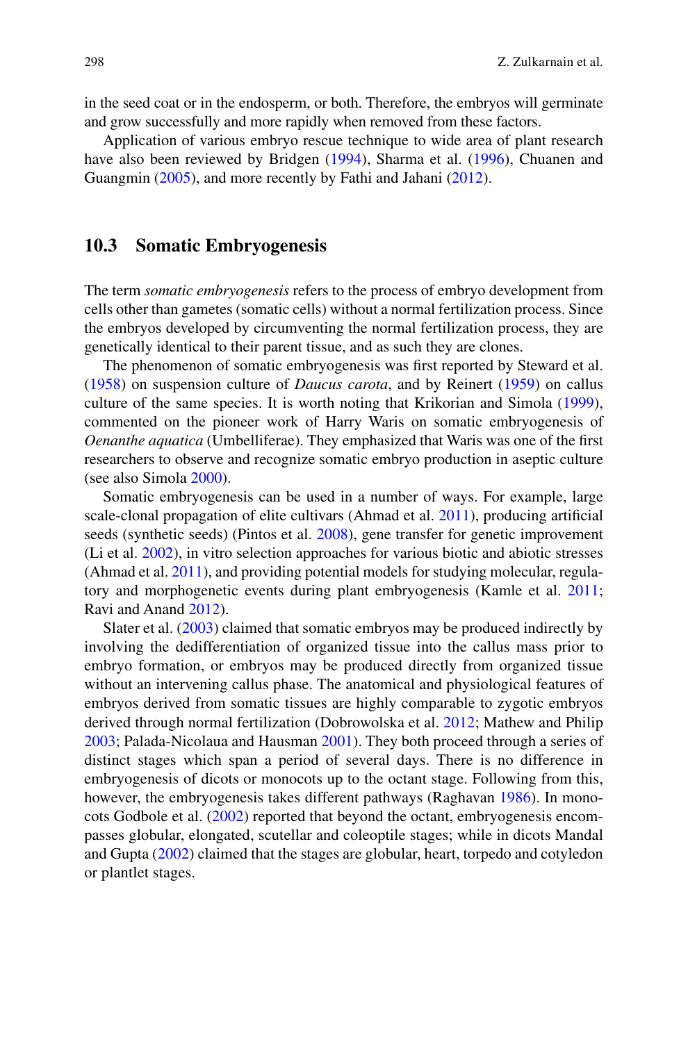in the seed coat or in the endosperm, or both. Therefore, the embryos will germinate and grow successfully and more rapidly when removed from these factors.

Application of various embryo rescue technique to wide area of plant research have also been reviewed by Bridgen (1994), Sharma et al. (1996), Chuanen and Guangmin (2005), and more recently by Fathi and Jahani (2012).

## 10.3 Somatic Embryogenesis

The term *somatic embryogenesis* refers to the process of embryo development from cells other than gametes (somatic cells) without a normal fertilization process. Since the embryos developed by circumventing the normal fertilization process, they are genetically identical to their parent tissue, and as such they are clones.

The phenomenon of somatic embryogenesis was first reported by Steward et al. (1958) on suspension culture of *Daucus carota*, and by Reinert (1959) on callus culture of the same species. It is worth noting that Krikorian and Simola (1999), commented on the pioneer work of Harry Waris on somatic embryogenesis of *Oenanthe aquatica* (Umbelliferae). They emphasized that Waris was one of the first researchers to observe and recognize somatic embryo production in aseptic culture (see also Simola 2000).

Somatic embryogenesis can be used in a number of ways. For example, large scale-clonal propagation of elite cultivars (Ahmad et al. 2011), producing artificial seeds (synthetic seeds) (Pintos et al. 2008), gene transfer for genetic improvement (Li et al. 2002), in vitro selection approaches for various biotic and abiotic stresses (Ahmad et al. 2011), and providing potential models for studying molecular, regulatory and morphogenetic events during plant embryogenesis (Kamle et al. 2011; Ravi and Anand 2012).

Slater et al. (2003) claimed that somatic embryos may be produced indirectly by involving the dedifferentiation of organized tissue into the callus mass prior to embryo formation, or embryos may be produced directly from organized tissue without an intervening callus phase. The anatomical and physiological features of embryos derived from somatic tissues are highly comparable to zygotic embryos derived through normal fertilization (Dobrowolska et al. 2012; Mathew and Philip 2003; Palada-Nicolaua and Hausman 2001). They both proceed through a series of distinct stages which span a period of several days. There is no difference in embryogenesis of dicots or monocots up to the octant stage. Following from this, however, the embryogenesis takes different pathways (Raghavan 1986). In monocots Godbole et al. (2002) reported that beyond the octant, embryogenesis encompasses globular, elongated, scutellar and coleoptile stages; while in dicots Mandal and Gupta (2002) claimed that the stages are globular, heart, torpedo and cotyledon or plantlet stages.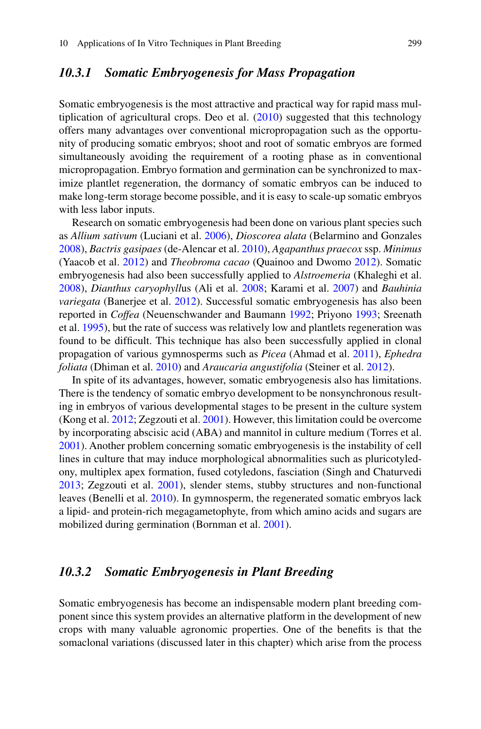### *10.3.1 Somatic Embryogenesis for Mass Propagation*

Somatic embryogenesis is the most attractive and practical way for rapid mass multiplication of agricultural crops. Deo et al. (2010) suggested that this technology offers many advantages over conventional micropropagation such as the opportunity of producing somatic embryos; shoot and root of somatic embryos are formed simultaneously avoiding the requirement of a rooting phase as in conventional micropropagation. Embryo formation and germination can be synchronized to maximize plantlet regeneration, the dormancy of somatic embryos can be induced to make long-term storage become possible, and it is easy to scale-up somatic embryos with less labor inputs.

Research on somatic embryogenesis had been done on various plant species such as *Allium sativum* (Luciani et al. 2006), *Dioscorea alata* (Belarmino and Gonzales 2008), *Bactris gasipaes* (de-Alencar et al. 2010), *Agapanthus praecox* ssp. *Minimus* (Yaacob et al. 2012) and *Theobroma cacao* (Quainoo and Dwomo 2012). Somatic embryogenesis had also been successfully applied to *Alstroemeria* (Khaleghi et al. 2008), *Dianthus caryophyll*us (Ali et al. 2008; Karami et al. 2007) and *Bauhinia variegata* (Banerjee et al. 2012). Successful somatic embryogenesis has also been reported in *Coffea* (Neuenschwander and Baumann 1992; Priyono 1993; Sreenath et al. 1995), but the rate of success was relatively low and plantlets regeneration was found to be difficult. This technique has also been successfully applied in clonal propagation of various gymnosperms such as *Picea* (Ahmad et al. 2011), *Ephedra foliata* (Dhiman et al. 2010) and *Araucaria angustifolia* (Steiner et al. 2012).

In spite of its advantages, however, somatic embryogenesis also has limitations. There is the tendency of somatic embryo development to be nonsynchronous resulting in embryos of various developmental stages to be present in the culture system (Kong et al. 2012; Zegzouti et al. 2001). However, this limitation could be overcome by incorporating abscisic acid (ABA) and mannitol in culture medium (Torres et al. 2001). Another problem concerning somatic embryogenesis is the instability of cell lines in culture that may induce morphological abnormalities such as pluricotyledony, multiplex apex formation, fused cotyledons, fasciation (Singh and Chaturvedi 2013; Zegzouti et al. 2001), slender stems, stubby structures and non-functional leaves (Benelli et al. 2010). In gymnosperm, the regenerated somatic embryos lack a lipid- and protein-rich megagametophyte, from which amino acids and sugars are mobilized during germination (Bornman et al. 2001).

### *10.3.2 Somatic Embryogenesis in Plant Breeding*

Somatic embryogenesis has become an indispensable modern plant breeding component since this system provides an alternative platform in the development of new crops with many valuable agronomic properties. One of the benefits is that the somaclonal variations (discussed later in this chapter) which arise from the process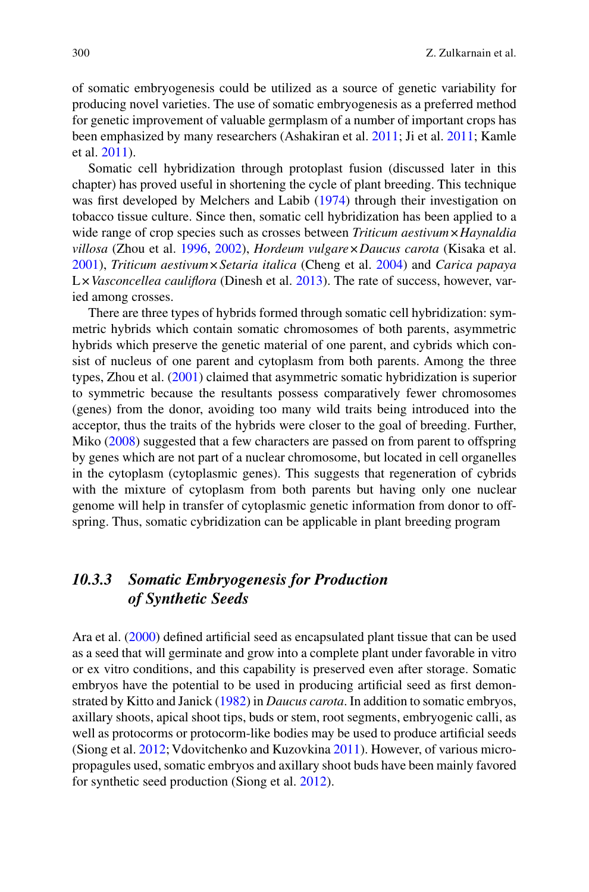of somatic embryogenesis could be utilized as a source of genetic variability for producing novel varieties. The use of somatic embryogenesis as a preferred method for genetic improvement of valuable germplasm of a number of important crops has been emphasized by many researchers (Ashakiran et al. 2011; Ji et al. 2011; Kamle et al. 2011).

Somatic cell hybridization through protoplast fusion (discussed later in this chapter) has proved useful in shortening the cycle of plant breeding. This technique was first developed by Melchers and Labib (1974) through their investigation on tobacco tissue culture. Since then, somatic cell hybridization has been applied to a wide range of crop species such as crosses between *Triticum aestivum* × *Haynaldia villosa* (Zhou et al. 1996, 2002), *Hordeum vulgare* × *Daucus carota* (Kisaka et al. 2001), *Triticum aestivum* × *Setaria italica* (Cheng et al. 2004) and *Carica papaya* L × *Vasconcellea cauliflora* (Dinesh et al. 2013). The rate of success, however, varied among crosses.

There are three types of hybrids formed through somatic cell hybridization: symmetric hybrids which contain somatic chromosomes of both parents, asymmetric hybrids which preserve the genetic material of one parent, and cybrids which consist of nucleus of one parent and cytoplasm from both parents. Among the three types, Zhou et al. (2001) claimed that asymmetric somatic hybridization is superior to symmetric because the resultants possess comparatively fewer chromosomes (genes) from the donor, avoiding too many wild traits being introduced into the acceptor, thus the traits of the hybrids were closer to the goal of breeding. Further, Miko (2008) suggested that a few characters are passed on from parent to offspring by genes which are not part of a nuclear chromosome, but located in cell organelles in the cytoplasm (cytoplasmic genes). This suggests that regeneration of cybrids with the mixture of cytoplasm from both parents but having only one nuclear genome will help in transfer of cytoplasmic genetic information from donor to offspring. Thus, somatic cybridization can be applicable in plant breeding program

### 10.3.3 Somatic Embryogenesis for Production of Synthetic Seeds

Ara et al. (2000) defined artificial seed as encapsulated plant tissue that can be used as a seed that will germinate and grow into a complete plant under favorable in vitro or ex vitro conditions, and this capability is preserved even after storage. Somatic embryos have the potential to be used in producing artificial seed as first demonstrated by Kitto and Janick (1982) in *Daucus carota*. In addition to somatic embryos, axillary shoots, apical shoot tips, buds or stem, root segments, embryogenic calli, as well as protocorms or protocorm-like bodies may be used to produce artificial seeds (Siong et al. 2012; Vdovitchenko and Kuzovkina 2011). However, of various micropropagules used, somatic embryos and axillary shoot buds have been mainly favored for synthetic seed production (Siong et al. 2012).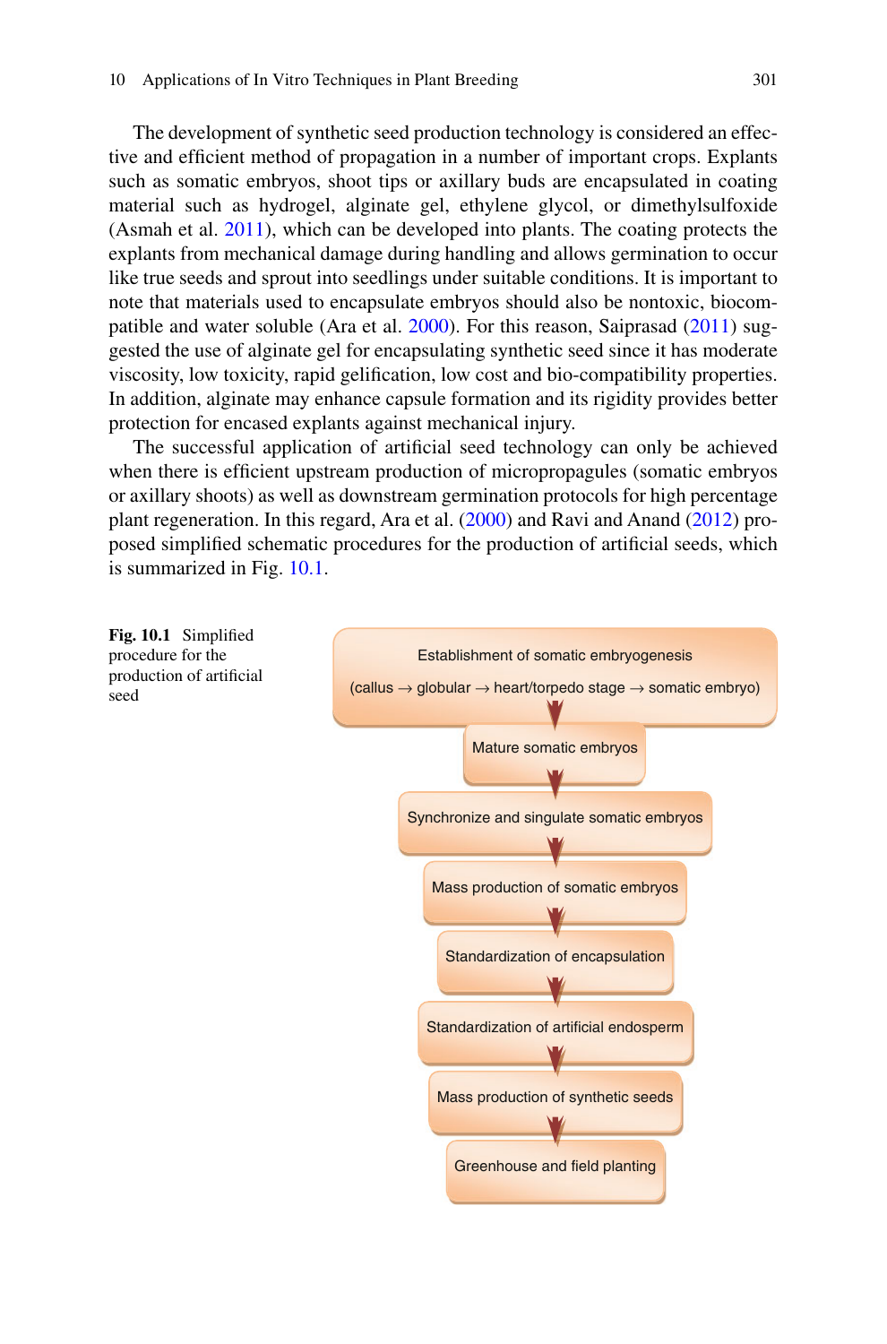The development of synthetic seed production technology is considered an effective and efficient method of propagation in a number of important crops. Explants such as somatic embryos, shoot tips or axillary buds are encapsulated in coating material such as hydrogel, alginate gel, ethylene glycol, or dimethylsulfoxide (Asmah et al. 2011), which can be developed into plants. The coating protects the explants from mechanical damage during handling and allows germination to occur like true seeds and sprout into seedlings under suitable conditions. It is important to note that materials used to encapsulate embryos should also be nontoxic, biocompatible and water soluble (Ara et al. 2000). For this reason, Saiprasad (2011) suggested the use of alginate gel for encapsulating synthetic seed since it has moderate viscosity, low toxicity, rapid gelification, low cost and bio-compatibility properties. In addition, alginate may enhance capsule formation and its rigidity provides better protection for encased explants against mechanical injury.

The successful application of artificial seed technology can only be achieved when there is efficient upstream production of micropropagules (somatic embryos or axillary shoots) as well as downstream germination protocols for high percentage plant regeneration. In this regard, Ara et al. (2000) and Ravi and Anand (2012) proposed simplified schematic procedures for the production of artificial seeds, which is summarized in Fig. 10.1.

Establishment of somatic embryogenesis

(callus → globular → heart/torpedo stage → somatic embryo)

Mature somatic embryos

Synchronize and singulate somatic embryos

Mass production of somatic embryos

Standardization of encapsulation

Standardization of artificial endosperm

Mass production of synthetic seeds

Greenhouse and field planting

**Fig. 10.1** Simplified procedure for the production of artificial seed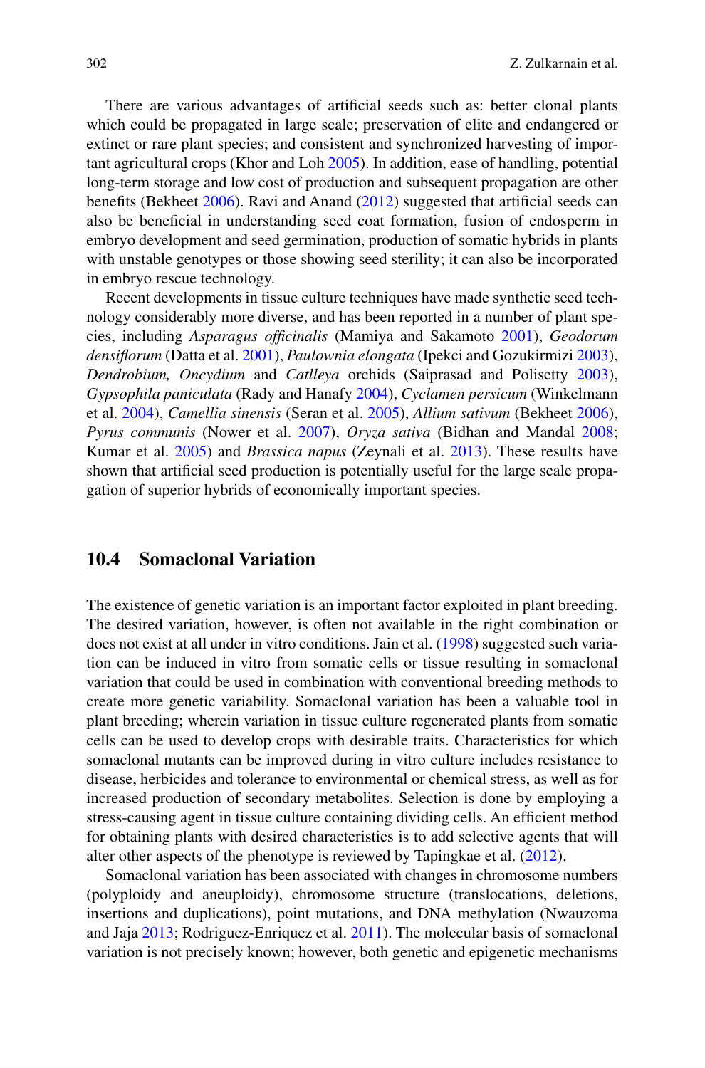There are various advantages of artificial seeds such as: better clonal plants which could be propagated in large scale; preservation of elite and endangered or extinct or rare plant species; and consistent and synchronized harvesting of important agricultural crops (Khor and Loh 2005). In addition, ease of handling, potential long-term storage and low cost of production and subsequent propagation are other benefits (Bekheet 2006). Ravi and Anand (2012) suggested that artificial seeds can also be beneficial in understanding seed coat formation, fusion of endosperm in embryo development and seed germination, production of somatic hybrids in plants with unstable genotypes or those showing seed sterility; it can also be incorporated in embryo rescue technology.

Recent developments in tissue culture techniques have made synthetic seed technology considerably more diverse, and has been reported in a number of plant species, including *Asparagus officinalis* (Mamiya and Sakamoto 2001), *Geodorum densiflorum* (Datta et al. 2001), *Paulownia elongata* (Ipekci and Gozukirmizi 2003), *Dendrobium, Oncydium* and *Catlleya* orchids (Saiprasad and Polisetty 2003), *Gypsophila paniculata* (Rady and Hanafy 2004), *Cyclamen persicum* (Winkelmann et al. 2004), *Camellia sinensis* (Seran et al. 2005), *Allium sativum* (Bekheet 2006), *Pyrus communis* (Nower et al. 2007), *Oryza sativa* (Bidhan and Mandal 2008; Kumar et al. 2005) and *Brassica napus* (Zeynali et al. 2013). These results have shown that artificial seed production is potentially useful for the large scale propagation of superior hybrids of economically important species.

## 10.4 Somaclonal Variation

The existence of genetic variation is an important factor exploited in plant breeding. The desired variation, however, is often not available in the right combination or does not exist at all under in vitro conditions. Jain et al. (1998) suggested such variation can be induced in vitro from somatic cells or tissue resulting in somaclonal variation that could be used in combination with conventional breeding methods to create more genetic variability. Somaclonal variation has been a valuable tool in plant breeding; wherein variation in tissue culture regenerated plants from somatic cells can be used to develop crops with desirable traits. Characteristics for which somaclonal mutants can be improved during in vitro culture includes resistance to disease, herbicides and tolerance to environmental or chemical stress, as well as for increased production of secondary metabolites. Selection is done by employing a stress-causing agent in tissue culture containing dividing cells. An efficient method for obtaining plants with desired characteristics is to add selective agents that will alter other aspects of the phenotype is reviewed by Tapingkae et al. (2012).

Somaclonal variation has been associated with changes in chromosome numbers (polyploidy and aneuploidy), chromosome structure (translocations, deletions, insertions and duplications), point mutations, and DNA methylation (Nwauzoma and Jaja 2013; Rodriguez-Enriquez et al. 2011). The molecular basis of somaclonal variation is not precisely known; however, both genetic and epigenetic mechanisms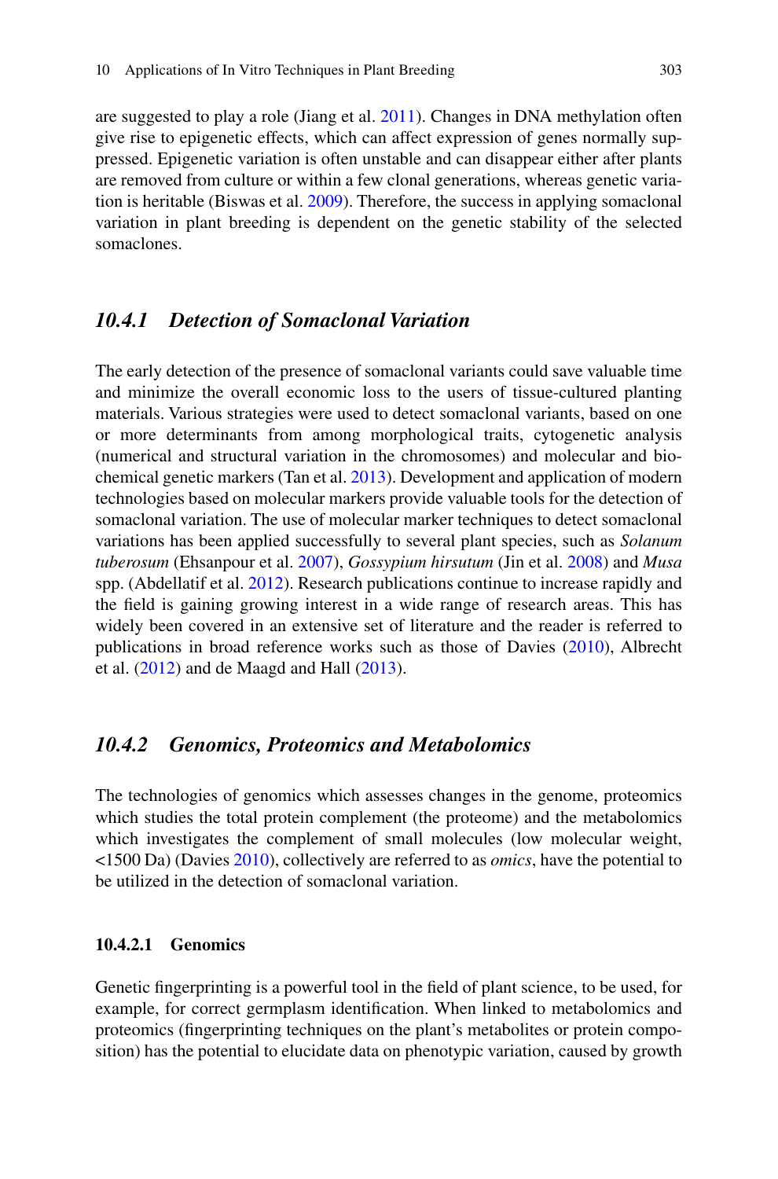are suggested to play a role (Jiang et al. 2011). Changes in DNA methylation often give rise to epigenetic effects, which can affect expression of genes normally suppressed. Epigenetic variation is often unstable and can disappear either after plants are removed from culture or within a few clonal generations, whereas genetic variation is heritable (Biswas et al. 2009). Therefore, the success in applying somaclonal variation in plant breeding is dependent on the genetic stability of the selected somaclones.

### *10.4.1 Detection of Somaclonal Variation*

The early detection of the presence of somaclonal variants could save valuable time and minimize the overall economic loss to the users of tissue-cultured planting materials. Various strategies were used to detect somaclonal variants, based on one or more determinants from among morphological traits, cytogenetic analysis (numerical and structural variation in the chromosomes) and molecular and biochemical genetic markers (Tan et al. 2013). Development and application of modern technologies based on molecular markers provide valuable tools for the detection of somaclonal variation. The use of molecular marker techniques to detect somaclonal variations has been applied successfully to several plant species, such as *Solanum tuberosum* (Ehsanpour et al. 2007), *Gossypium hirsutum* (Jin et al. 2008) and *Musa* spp. (Abdellatif et al. 2012). Research publications continue to increase rapidly and the field is gaining growing interest in a wide range of research areas. This has widely been covered in an extensive set of literature and the reader is referred to publications in broad reference works such as those of Davies (2010), Albrecht et al. (2012) and de Maagd and Hall (2013).

### *10.4.2 Genomics, Proteomics and Metabolomics*

The technologies of genomics which assesses changes in the genome, proteomics which studies the total protein complement (the proteome) and the metabolomics which investigates the complement of small molecules (low molecular weight, <1500 Da) (Davies 2010), collectively are referred to as *omics*, have the potential to be utilized in the detection of somaclonal variation.

#### 10.4.2.1 Genomics

Genetic fingerprinting is a powerful tool in the field of plant science, to be used, for example, for correct germplasm identification. When linked to metabolomics and proteomics (fingerprinting techniques on the plant's metabolites or protein composition) has the potential to elucidate data on phenotypic variation, caused by growth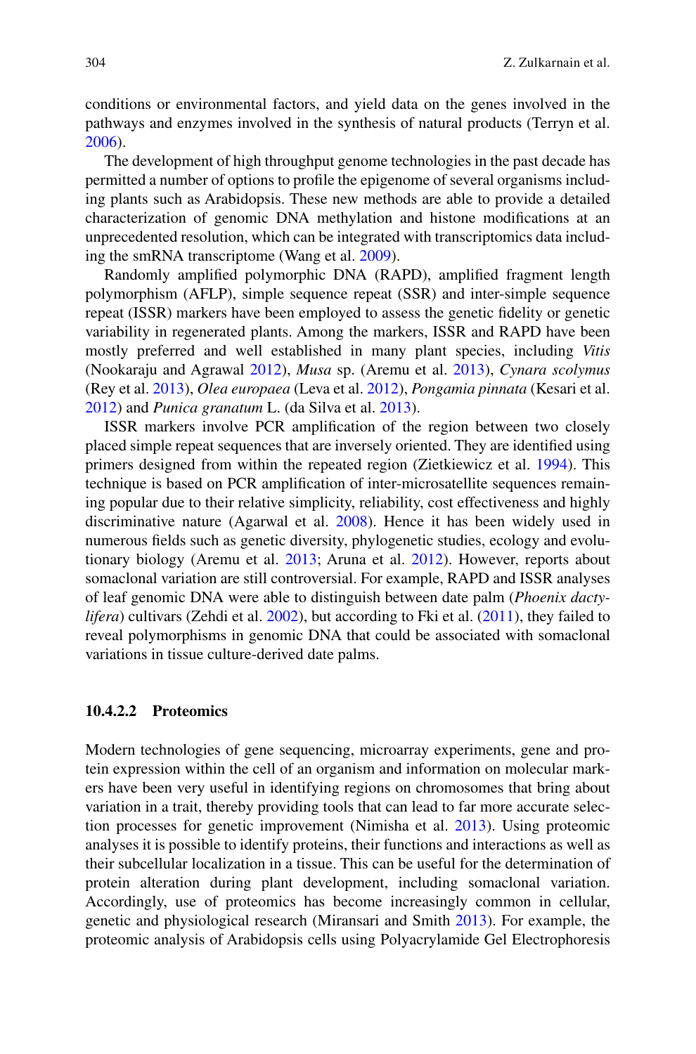conditions or environmental factors, and yield data on the genes involved in the pathways and enzymes involved in the synthesis of natural products (Terryn et al. 2006).

The development of high throughput genome technologies in the past decade has permitted a number of options to profile the epigenome of several organisms including plants such as Arabidopsis. These new methods are able to provide a detailed characterization of genomic DNA methylation and histone modifications at an unprecedented resolution, which can be integrated with transcriptomics data including the smRNA transcriptome (Wang et al. 2009).

Randomly amplified polymorphic DNA (RAPD), amplified fragment length polymorphism (AFLP), simple sequence repeat (SSR) and inter-simple sequence repeat (ISSR) markers have been employed to assess the genetic fidelity or genetic variability in regenerated plants. Among the markers, ISSR and RAPD have been mostly preferred and well established in many plant species, including *Vitis* (Nookaraju and Agrawal 2012), *Musa* sp. (Aremu et al. 2013), *Cynara scolymus* (Rey et al. 2013), *Olea europaea* (Leva et al. 2012), *Pongamia pinnata* (Kesari et al. 2012) and *Punica granatum* L. (da Silva et al. 2013).

ISSR markers involve PCR amplification of the region between two closely placed simple repeat sequences that are inversely oriented. They are identified using primers designed from within the repeated region (Zietkiewicz et al. 1994). This technique is based on PCR amplification of inter-microsatellite sequences remaining popular due to their relative simplicity, reliability, cost effectiveness and highly discriminative nature (Agarwal et al. 2008). Hence it has been widely used in numerous fields such as genetic diversity, phylogenetic studies, ecology and evolutionary biology (Aremu et al. 2013; Aruna et al. 2012). However, reports about somaclonal variation are still controversial. For example, RAPD and ISSR analyses of leaf genomic DNA were able to distinguish between date palm (*Phoenix dactylifera*) cultivars (Zehdi et al. 2002), but according to Fki et al. (2011), they failed to reveal polymorphisms in genomic DNA that could be associated with somaclonal variations in tissue culture-derived date palms.

#### 10.4.2.2 Proteomics

Modern technologies of gene sequencing, microarray experiments, gene and protein expression within the cell of an organism and information on molecular markers have been very useful in identifying regions on chromosomes that bring about variation in a trait, thereby providing tools that can lead to far more accurate selection processes for genetic improvement (Nimisha et al. 2013). Using proteomic analyses it is possible to identify proteins, their functions and interactions as well as their subcellular localization in a tissue. This can be useful for the determination of protein alteration during plant development, including somaclonal variation. Accordingly, use of proteomics has become increasingly common in cellular, genetic and physiological research (Miransari and Smith 2013). For example, the proteomic analysis of Arabidopsis cells using Polyacrylamide Gel Electrophoresis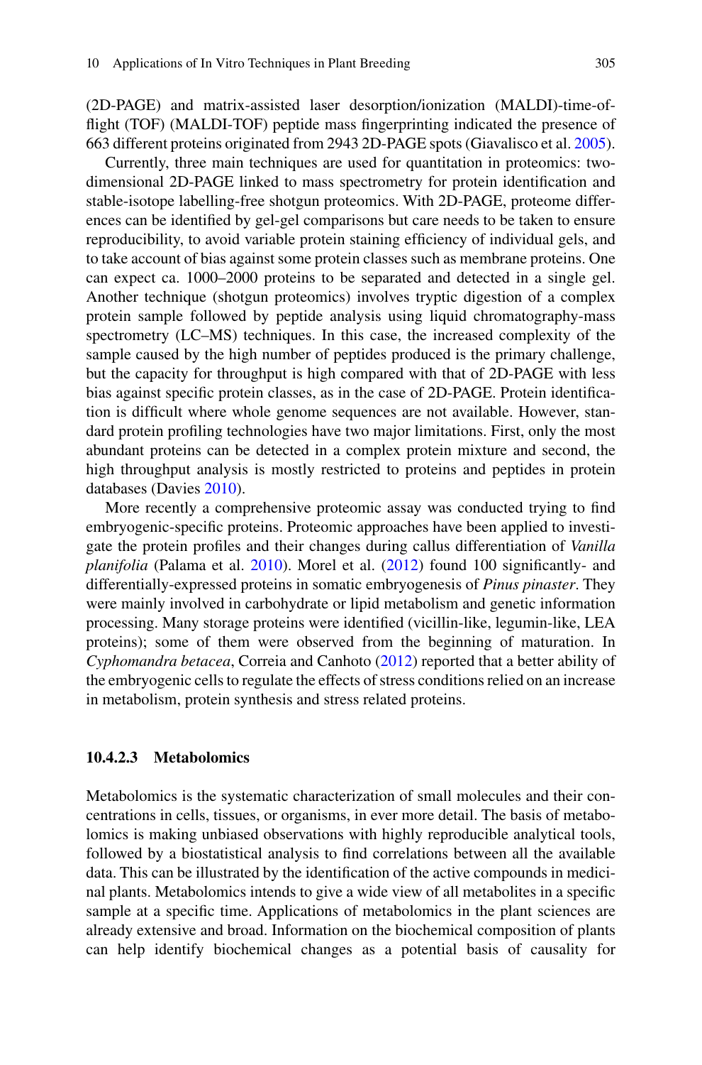(2D-PAGE) and matrix-assisted laser desorption/ionization (MALDI)-time-of-flight (TOF) (MALDI-TOF) peptide mass fingerprinting indicated the presence of 663 different proteins originated from 2943 2D-PAGE spots (Giavalisco et al. 2005).

Currently, three main techniques are used for quantitation in proteomics: two-dimensional 2D-PAGE linked to mass spectrometry for protein identification and stable-isotope labelling-free shotgun proteomics. With 2D-PAGE, proteome differences can be identified by gel-gel comparisons but care needs to be taken to ensure reproducibility, to avoid variable protein staining efficiency of individual gels, and to take account of bias against some protein classes such as membrane proteins. One can expect ca. 1000–2000 proteins to be separated and detected in a single gel. Another technique (shotgun proteomics) involves tryptic digestion of a complex protein sample followed by peptide analysis using liquid chromatography-mass spectrometry (LC–MS) techniques. In this case, the increased complexity of the sample caused by the high number of peptides produced is the primary challenge, but the capacity for throughput is high compared with that of 2D-PAGE with less bias against specific protein classes, as in the case of 2D-PAGE. Protein identification is difficult where whole genome sequences are not available. However, standard protein profiling technologies have two major limitations. First, only the most abundant proteins can be detected in a complex protein mixture and second, the high throughput analysis is mostly restricted to proteins and peptides in protein databases (Davies 2010).

More recently a comprehensive proteomic assay was conducted trying to find embryogenic-specific proteins. Proteomic approaches have been applied to investigate the protein profiles and their changes during callus differentiation of *Vanilla planifolia* (Palama et al. 2010). Morel et al. (2012) found 100 significantly- and differentially-expressed proteins in somatic embryogenesis of *Pinus pinaster*. They were mainly involved in carbohydrate or lipid metabolism and genetic information processing. Many storage proteins were identified (vicillin-like, legumin-like, LEA proteins); some of them were observed from the beginning of maturation. In *Cyphomandra betacea*, Correia and Canhoto (2012) reported that a better ability of the embryogenic cells to regulate the effects of stress conditions relied on an increase in metabolism, protein synthesis and stress related proteins.

#### 10.4.2.3 Metabolomics

Metabolomics is the systematic characterization of small molecules and their concentrations in cells, tissues, or organisms, in ever more detail. The basis of metabolomics is making unbiased observations with highly reproducible analytical tools, followed by a biostatistical analysis to find correlations between all the available data. This can be illustrated by the identification of the active compounds in medicinal plants. Metabolomics intends to give a wide view of all metabolites in a specific sample at a specific time. Applications of metabolomics in the plant sciences are already extensive and broad. Information on the biochemical composition of plants can help identify biochemical changes as a potential basis of causality for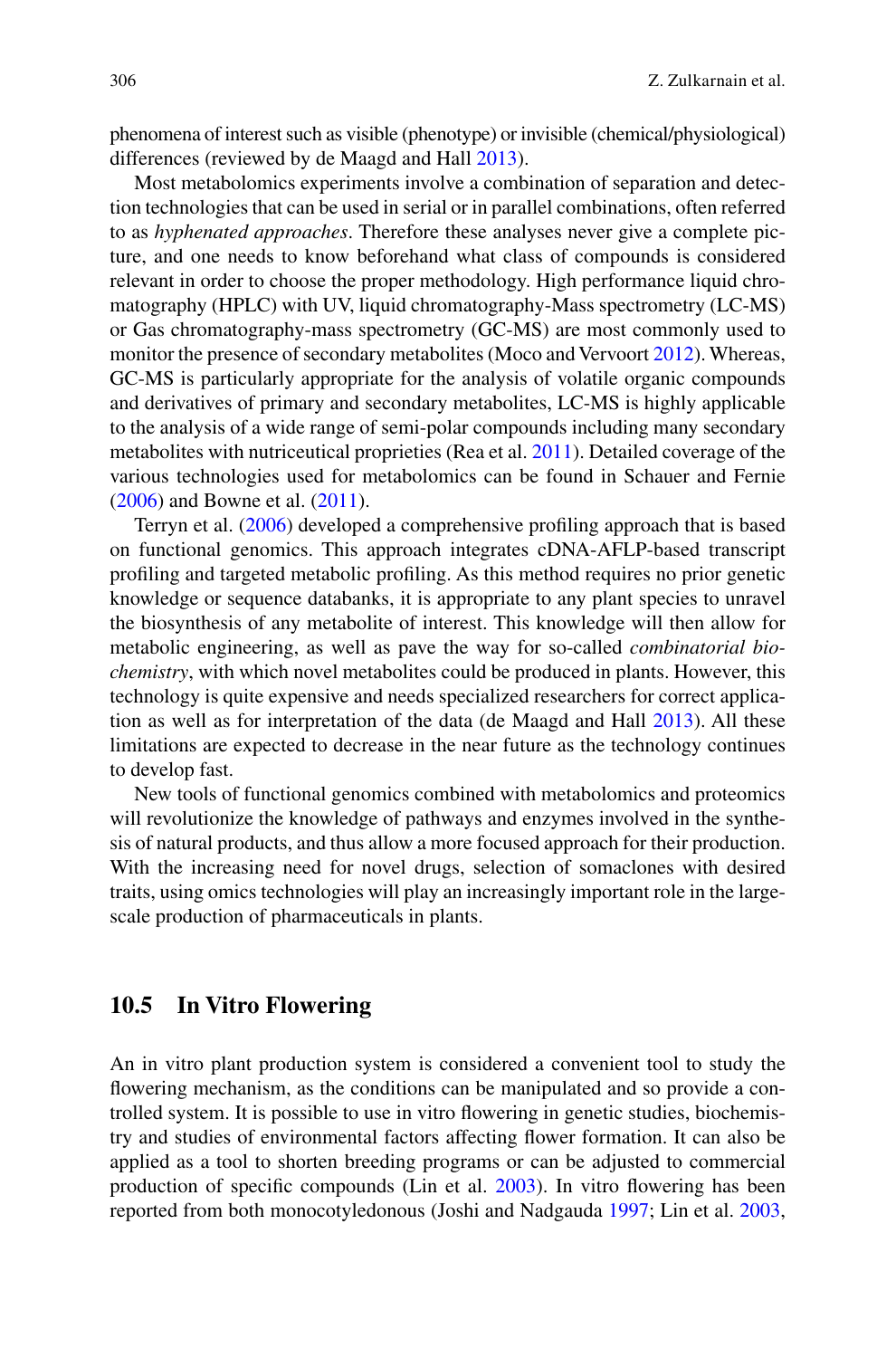phenomena of interest such as visible (phenotype) or invisible (chemical/physiological) differences (reviewed by de Maagd and Hall 2013).

Most metabolomics experiments involve a combination of separation and detection technologies that can be used in serial or in parallel combinations, often referred to as *hyphenated approaches*. Therefore these analyses never give a complete picture, and one needs to know beforehand what class of compounds is considered relevant in order to choose the proper methodology. High performance liquid chromatography (HPLC) with UV, liquid chromatography-Mass spectrometry (LC-MS) or Gas chromatography-mass spectrometry (GC-MS) are most commonly used to monitor the presence of secondary metabolites (Moco and Vervoort 2012). Whereas, GC-MS is particularly appropriate for the analysis of volatile organic compounds and derivatives of primary and secondary metabolites, LC-MS is highly applicable to the analysis of a wide range of semi-polar compounds including many secondary metabolites with nutriceutical proprieties (Rea et al. 2011). Detailed coverage of the various technologies used for metabolomics can be found in Schauer and Fernie (2006) and Bowne et al. (2011).

Terryn et al. (2006) developed a comprehensive profiling approach that is based on functional genomics. This approach integrates cDNA-AFLP-based transcript profiling and targeted metabolic profiling. As this method requires no prior genetic knowledge or sequence databanks, it is appropriate to any plant species to unravel the biosynthesis of any metabolite of interest. This knowledge will then allow for metabolic engineering, as well as pave the way for so-called *combinatorial biochemistry*, with which novel metabolites could be produced in plants. However, this technology is quite expensive and needs specialized researchers for correct application as well as for interpretation of the data (de Maagd and Hall 2013). All these limitations are expected to decrease in the near future as the technology continues to develop fast.

New tools of functional genomics combined with metabolomics and proteomics will revolutionize the knowledge of pathways and enzymes involved in the synthesis of natural products, and thus allow a more focused approach for their production. With the increasing need for novel drugs, selection of somaclones with desired traits, using omics technologies will play an increasingly important role in the large-scale production of pharmaceuticals in plants.

## 10.5 In Vitro Flowering

An in vitro plant production system is considered a convenient tool to study the flowering mechanism, as the conditions can be manipulated and so provide a controlled system. It is possible to use in vitro flowering in genetic studies, biochemistry and studies of environmental factors affecting flower formation. It can also be applied as a tool to shorten breeding programs or can be adjusted to commercial production of specific compounds (Lin et al. 2003). In vitro flowering has been reported from both monocotyledonous (Joshi and Nadgauda 1997; Lin et al. 2003,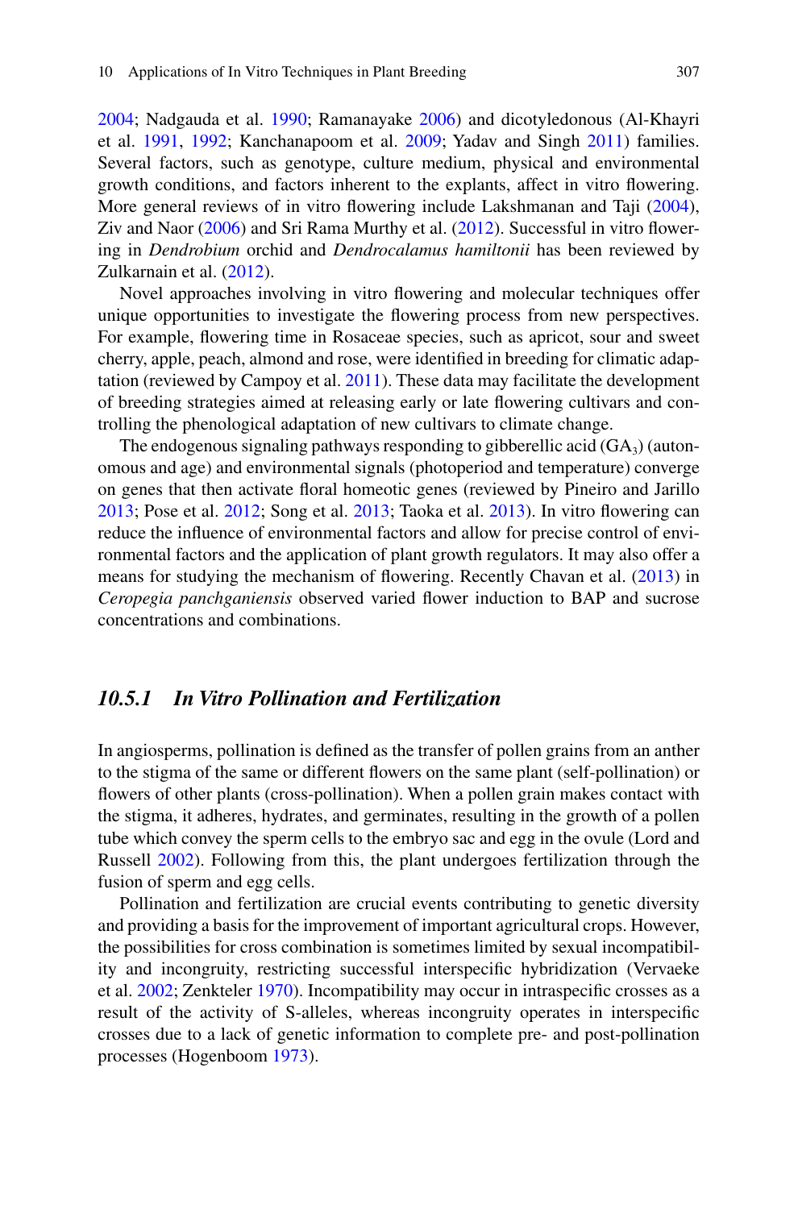2004; Nadgauda et al. 1990; Ramanayake 2006) and dicotyledonous (Al-Khayri et al. 1991, 1992; Kanchanapoom et al. 2009; Yadav and Singh 2011) families. Several factors, such as genotype, culture medium, physical and environmental growth conditions, and factors inherent to the explants, affect in vitro flowering. More general reviews of in vitro flowering include Lakshmanan and Taji (2004), Ziv and Naor (2006) and Sri Rama Murthy et al. (2012). Successful in vitro flowering in *Dendrobium* orchid and *Dendrocalamus hamiltonii* has been reviewed by Zulkarnain et al. (2012).

Novel approaches involving in vitro flowering and molecular techniques offer unique opportunities to investigate the flowering process from new perspectives. For example, flowering time in Rosaceae species, such as apricot, sour and sweet cherry, apple, peach, almond and rose, were identified in breeding for climatic adaptation (reviewed by Campoy et al. 2011). These data may facilitate the development of breeding strategies aimed at releasing early or late flowering cultivars and controlling the phenological adaptation of new cultivars to climate change.

The endogenous signaling pathways responding to gibberellic acid ($GA_3$) (autonomous and age) and environmental signals (photoperiod and temperature) converge on genes that then activate floral homeotic genes (reviewed by Pineiro and Jarillo 2013; Pose et al. 2012; Song et al. 2013; Taoka et al. 2013). In vitro flowering can reduce the influence of environmental factors and allow for precise control of environmental factors and the application of plant growth regulators. It may also offer a means for studying the mechanism of flowering. Recently Chavan et al. (2013) in *Ceropegia panchganiensis* observed varied flower induction to BAP and sucrose concentrations and combinations.

### *10.5.1 In Vitro Pollination and Fertilization*

In angiosperms, pollination is defined as the transfer of pollen grains from an anther to the stigma of the same or different flowers on the same plant (self-pollination) or flowers of other plants (cross-pollination). When a pollen grain makes contact with the stigma, it adheres, hydrates, and germinates, resulting in the growth of a pollen tube which convey the sperm cells to the embryo sac and egg in the ovule (Lord and Russell 2002). Following from this, the plant undergoes fertilization through the fusion of sperm and egg cells.

Pollination and fertilization are crucial events contributing to genetic diversity and providing a basis for the improvement of important agricultural crops. However, the possibilities for cross combination is sometimes limited by sexual incompatibility and incongruity, restricting successful interspecific hybridization (Vervaeke et al. 2002; Zenkteler 1970). Incompatibility may occur in intraspecific crosses as a result of the activity of S-alleles, whereas incongruity operates in interspecific crosses due to a lack of genetic information to complete pre- and post-pollination processes (Hogenboom 1973).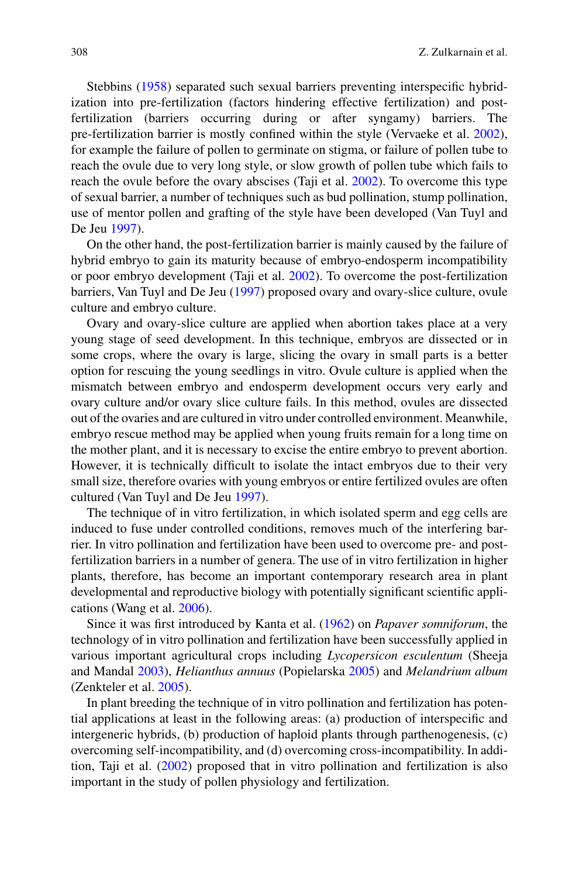Stebbins (1958) separated such sexual barriers preventing interspecific hybridization into pre-fertilization (factors hindering effective fertilization) and post-fertilization (barriers occurring during or after syngamy) barriers. The pre-fertilization barrier is mostly confined within the style (Vervaeke et al. 2002), for example the failure of pollen to germinate on stigma, or failure of pollen tube to reach the ovule due to very long style, or slow growth of pollen tube which fails to reach the ovule before the ovary abscises (Taji et al. 2002). To overcome this type of sexual barrier, a number of techniques such as bud pollination, stump pollination, use of mentor pollen and grafting of the style have been developed (Van Tuyl and De Jeu 1997).

On the other hand, the post-fertilization barrier is mainly caused by the failure of hybrid embryo to gain its maturity because of embryo-endosperm incompatibility or poor embryo development (Taji et al. 2002). To overcome the post-fertilization barriers, Van Tuyl and De Jeu (1997) proposed ovary and ovary-slice culture, ovule culture and embryo culture.

Ovary and ovary-slice culture are applied when abortion takes place at a very young stage of seed development. In this technique, embryos are dissected or in some crops, where the ovary is large, slicing the ovary in small parts is a better option for rescuing the young seedlings in vitro. Ovule culture is applied when the mismatch between embryo and endosperm development occurs very early and ovary culture and/or ovary slice culture fails. In this method, ovules are dissected out of the ovaries and are cultured in vitro under controlled environment. Meanwhile, embryo rescue method may be applied when young fruits remain for a long time on the mother plant, and it is necessary to excise the entire embryo to prevent abortion. However, it is technically difficult to isolate the intact embryos due to their very small size, therefore ovaries with young embryos or entire fertilized ovules are often cultured (Van Tuyl and De Jeu 1997).

The technique of in vitro fertilization, in which isolated sperm and egg cells are induced to fuse under controlled conditions, removes much of the interfering barrier. In vitro pollination and fertilization have been used to overcome pre- and post-fertilization barriers in a number of genera. The use of in vitro fertilization in higher plants, therefore, has become an important contemporary research area in plant developmental and reproductive biology with potentially significant scientific applications (Wang et al. 2006).

Since it was first introduced by Kanta et al. (1962) on *Papaver somniforum*, the technology of in vitro pollination and fertilization have been successfully applied in various important agricultural crops including *Lycopersicon esculentum* (Sheeja and Mandal 2003), *Helianthus annuus* (Popielarska 2005) and *Melandrium album* (Zenkteler et al. 2005).

In plant breeding the technique of in vitro pollination and fertilization has potential applications at least in the following areas: (a) production of interspecific and intergeneric hybrids, (b) production of haploid plants through parthenogenesis, (c) overcoming self-incompatibility, and (d) overcoming cross-incompatibility. In addition, Taji et al. (2002) proposed that in vitro pollination and fertilization is also important in the study of pollen physiology and fertilization.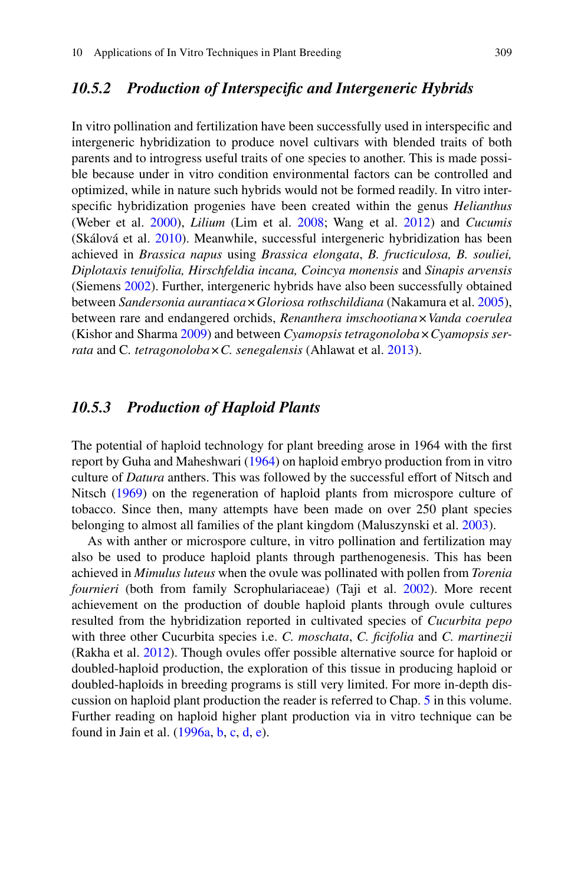### *10.5.2 Production of Interspecific and Intergeneric Hybrids*

In vitro pollination and fertilization have been successfully used in interspecific and intergeneric hybridization to produce novel cultivars with blended traits of both parents and to introgress useful traits of one species to another. This is made possible because under in vitro condition environmental factors can be controlled and optimized, while in nature such hybrids would not be formed readily. In vitro interspecific hybridization progenies have been created within the genus *Helianthus* (Weber et al. 2000), *Lilium* (Lim et al. 2008; Wang et al. 2012) and *Cucumis* (Skálová et al. 2010). Meanwhile, successful intergeneric hybridization has been achieved in *Brassica napus* using *Brassica elongata*, *B. fructiculosa, B. souliei, Diplotaxis tenuifolia, Hirschfeldia incana, Coincya monensis* and *Sinapis arvensis* (Siemens 2002). Further, intergeneric hybrids have also been successfully obtained between *Sandersonia aurantiaca* × *Gloriosa rothschildiana* (Nakamura et al. 2005), between rare and endangered orchids, *Renanthera imschootiana* × *Vanda coerulea* (Kishor and Sharma 2009) and between *Cyamopsis tetragonoloba* × *Cyamopsis serrata* and C. *tetragonoloba* × *C. senegalensis* (Ahlawat et al. 2013).

### *10.5.3 Production of Haploid Plants*

The potential of haploid technology for plant breeding arose in 1964 with the first report by Guha and Maheshwari (1964) on haploid embryo production from in vitro culture of *Datura* anthers. This was followed by the successful effort of Nitsch and Nitsch (1969) on the regeneration of haploid plants from microspore culture of tobacco. Since then, many attempts have been made on over 250 plant species belonging to almost all families of the plant kingdom (Maluszynski et al. 2003).

As with anther or microspore culture, in vitro pollination and fertilization may also be used to produce haploid plants through parthenogenesis. This has been achieved in *Mimulus luteus* when the ovule was pollinated with pollen from *Torenia fournieri* (both from family Scrophulariaceae) (Taji et al. 2002). More recent achievement on the production of double haploid plants through ovule cultures resulted from the hybridization reported in cultivated species of *Cucurbita pepo* with three other Cucurbita species i.e. *C. moschata*, *C. ficifolia* and *C. martinezii* (Rakha et al. 2012). Though ovules offer possible alternative source for haploid or doubled-haploid production, the exploration of this tissue in producing haploid or doubled-haploids in breeding programs is still very limited. For more in-depth discussion on haploid plant production the reader is referred to Chap. 5 in this volume. Further reading on haploid higher plant production via in vitro technique can be found in Jain et al. (1996a, b, c, d, e).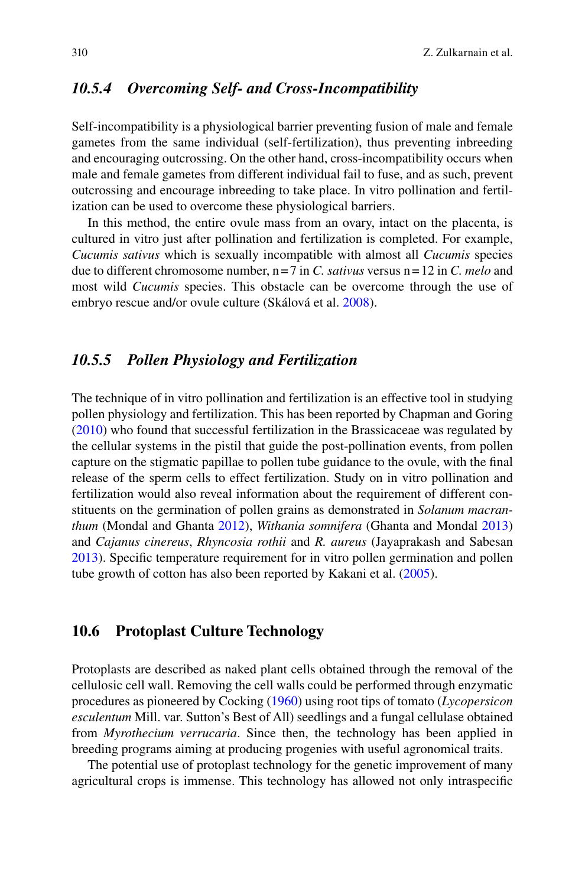### *10.5.4 Overcoming Self- and Cross-Incompatibility*

Self-incompatibility is a physiological barrier preventing fusion of male and female gametes from the same individual (self-fertilization), thus preventing inbreeding and encouraging outcrossing. On the other hand, cross-incompatibility occurs when male and female gametes from different individual fail to fuse, and as such, prevent outcrossing and encourage inbreeding to take place. In vitro pollination and fertilization can be used to overcome these physiological barriers.

In this method, the entire ovule mass from an ovary, intact on the placenta, is cultured in vitro just after pollination and fertilization is completed. For example, *Cucumis sativus* which is sexually incompatible with almost all *Cucumis* species due to different chromosome number, n = 7 in *C. sativus* versus n = 12 in *C. melo* and most wild *Cucumis* species. This obstacle can be overcome through the use of embryo rescue and/or ovule culture (Skálová et al. 2008).

### *10.5.5 Pollen Physiology and Fertilization*

The technique of in vitro pollination and fertilization is an effective tool in studying pollen physiology and fertilization. This has been reported by Chapman and Goring (2010) who found that successful fertilization in the Brassicaceae was regulated by the cellular systems in the pistil that guide the post-pollination events, from pollen capture on the stigmatic papillae to pollen tube guidance to the ovule, with the final release of the sperm cells to effect fertilization. Study on in vitro pollination and fertilization would also reveal information about the requirement of different constituents on the germination of pollen grains as demonstrated in *Solanum macranthum* (Mondal and Ghanta 2012), *Withania somnifera* (Ghanta and Mondal 2013) and *Cajanus cinereus*, *Rhyncosia rothii* and *R. aureus* (Jayaprakash and Sabesan 2013). Specific temperature requirement for in vitro pollen germination and pollen tube growth of cotton has also been reported by Kakani et al. (2005).

## 10.6 Protoplast Culture Technology

Protoplasts are described as naked plant cells obtained through the removal of the cellulosic cell wall. Removing the cell walls could be performed through enzymatic procedures as pioneered by Cocking (1960) using root tips of tomato (*Lycopersicon esculentum* Mill. var. Sutton's Best of All) seedlings and a fungal cellulase obtained from *Myrothecium verrucaria*. Since then, the technology has been applied in breeding programs aiming at producing progenies with useful agronomical traits.

The potential use of protoplast technology for the genetic improvement of many agricultural crops is immense. This technology has allowed not only intraspecific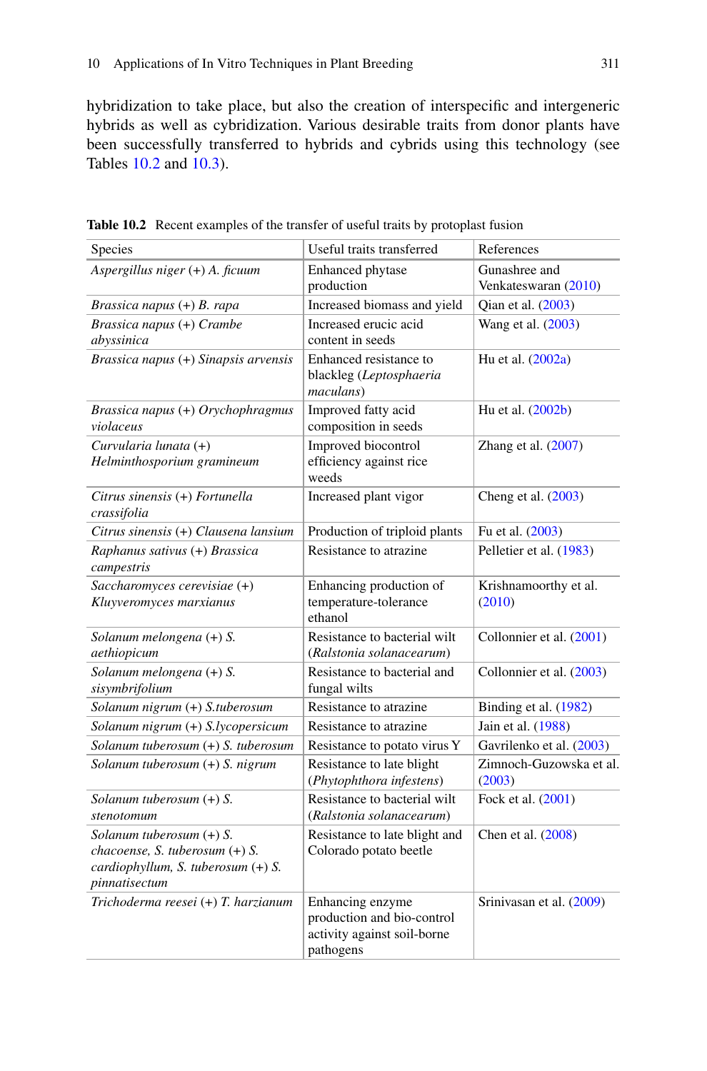hybridization to take place, but also the creation of interspecific and intergeneric hybrids as well as cybridization. Various desirable traits from donor plants have been successfully transferred to hybrids and cybrids using this technology (see Tables 10.2 and 10.3).

**Table 10.2** Recent examples of the transfer of useful traits by protoplast fusion

| Species | Useful traits transferred | References |
|---|---|---|
| *Aspergillus niger* (+) *A. ficuum* | Enhanced phytase production | Gunashree and Venkateswaran (2010) |
| *Brassica napus* (+) *B. rapa* | Increased biomass and yield | Qian et al. (2003) |
| *Brassica napus* (+) *Crambe abyssinica* | Increased erucic acid content in seeds | Wang et al. (2003) |
| *Brassica napus* (+) *Sinapsis arvensis* | Enhanced resistance to blackleg (*Leptosphaeria maculans*) | Hu et al. (2002a) |
| *Brassica napus* (+) *Orychophragmus violaceus* | Improved fatty acid composition in seeds | Hu et al. (2002b) |
| *Curvularia lunata* (+) *Helminthosporium gramineum* | Improved biocontrol efficiency against rice weeds | Zhang et al. (2007) |
| *Citrus sinensis* (+) *Fortunella crassifolia* | Increased plant vigor | Cheng et al. (2003) |
| *Citrus sinensis* (+) *Clausena lansium* | Production of triploid plants | Fu et al. (2003) |
| *Raphanus sativus* (+) *Brassica campestris* | Resistance to atrazine | Pelletier et al. (1983) |
| *Saccharomyces cerevisiae* (+) *Kluyveromyces marxianus* | Enhancing production of temperature-tolerance ethanol | Krishnamoorthy et al. (2010) |
| *Solanum melongena* (+) *S. aethiopicum* | Resistance to bacterial wilt (*Ralstonia solanacearum*) | Collonnier et al. (2001) |
| *Solanum melongena* (+) *S. sisymbrifolium* | Resistance to bacterial and fungal wilts | Collonnier et al. (2003) |
| *Solanum nigrum* (+) *S.tuberosum* | Resistance to atrazine | Binding et al. (1982) |
| *Solanum nigrum* (+) *S.lycopersicum* | Resistance to atrazine | Jain et al. (1988) |
| *Solanum tuberosum* (+) *S. tuberosum* | Resistance to potato virus Y | Gavrilenko et al. (2003) |
| *Solanum tuberosum* (+) *S. nigrum* | Resistance to late blight (*Phytophthora infestens*) | Zimnoch-Guzowska et al. (2003) |
| *Solanum tuberosum* (+) *S. stenotomum* | Resistance to bacterial wilt (*Ralstonia solanacearum*) | Fock et al. (2001) |
| *Solanum tuberosum* (+) *S. chacoense, S. tuberosum* (+) *S. cardiophyllum, S. tuberosum* (+) *S. pinnatisectum* | Resistance to late blight and Colorado potato beetle | Chen et al. (2008) |
| *Trichoderma reesei* (+) *T. harzianum* | Enhancing enzyme production and bio-control activity against soil-borne pathogens | Srinivasan et al. (2009) |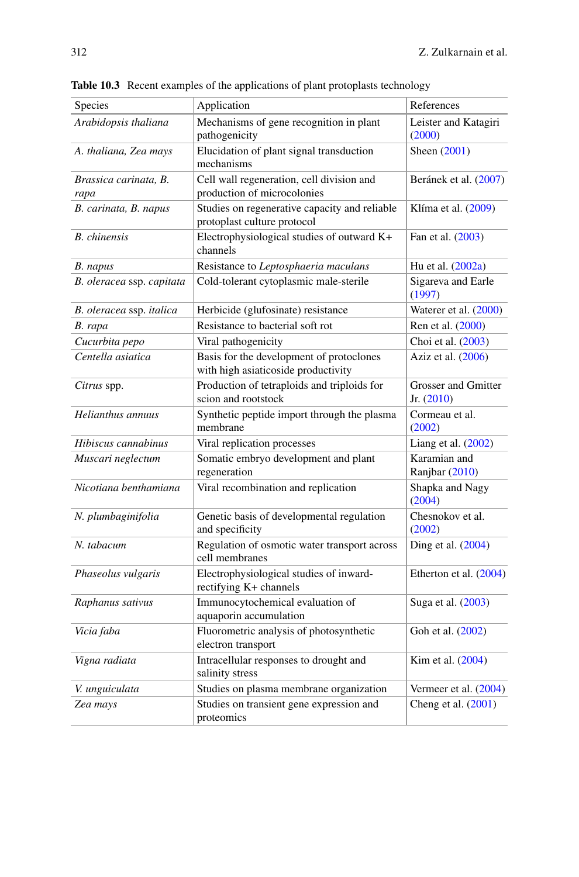**Table 10.3** Recent examples of the applications of plant protoplasts technology

| Species | Application | References |
|---|---|---|
| *Arabidopsis thaliana* | Mechanisms of gene recognition in plant pathogenicity | Leister and Katagiri (2000) |
| *A. thaliana, Zea mays* | Elucidation of plant signal transduction mechanisms | Sheen (2001) |
| *Brassica carinata, B. rapa* | Cell wall regeneration, cell division and production of microcolonies | Beránek et al. (2007) |
| *B. carinata, B. napus* | Studies on regenerative capacity and reliable protoplast culture protocol | Klíma et al. (2009) |
| *B. chinensis* | Electrophysiological studies of outward K+ channels | Fan et al. (2003) |
| *B. napus* | Resistance to *Leptosphaeria maculans* | Hu et al. (2002a) |
| *B. oleracea* ssp. *capitata* | Cold-tolerant cytoplasmic male-sterile | Sigareva and Earle (1997) |
| *B. oleracea* ssp. *italica* | Herbicide (glufosinate) resistance | Waterer et al. (2000) |
| *B. rapa* | Resistance to bacterial soft rot | Ren et al. (2000) |
| *Cucurbita pepo* | Viral pathogenicity | Choi et al. (2003) |
| *Centella asiatica* | Basis for the development of protoclones with high asiaticoside productivity | Aziz et al. (2006) |
| *Citrus* spp. | Production of tetraploids and triploids for scion and rootstock | Grosser and Gmitter Jr. (2010) |
| *Helianthus annuus* | Synthetic peptide import through the plasma membrane | Corneau et al. (2002) |
| *Hibiscus cannabinus* | Viral replication processes | Liang et al. (2002) |
| *Muscari neglectum* | Somatic embryo development and plant regeneration | Karamian and Ranjbar (2010) |
| *Nicotiana benthamiana* | Viral recombination and replication | Shapka and Nagy (2004) |
| *N. plumbaginifolia* | Genetic basis of developmental regulation and specificity | Chesnokov et al. (2002) |
| *N. tabacum* | Regulation of osmotic water transport across cell membranes | Ding et al. (2004) |
| *Phaseolus vulgaris* | Electrophysiological studies of inward-rectifying K+ channels | Etherton et al. (2004) |
| *Raphanus sativus* | Immunocytochemical evaluation of aquaporin accumulation | Suga et al. (2003) |
| *Vicia faba* | Fluorometric analysis of photosynthetic electron transport | Goh et al. (2002) |
| *Vigna radiata* | Intracellular responses to drought and salinity stress | Kim et al. (2004) |
| *V. unguiculata* | Studies on plasma membrane organization | Vermeer et al. (2004) |
| *Zea mays* | Studies on transient gene expression and proteomics | Cheng et al. (2001) |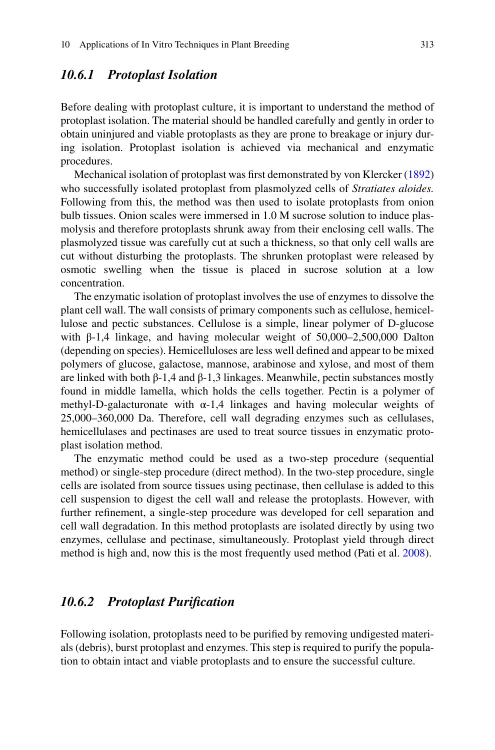### *10.6.1 Protoplast Isolation*

Before dealing with protoplast culture, it is important to understand the method of protoplast isolation. The material should be handled carefully and gently in order to obtain uninjured and viable protoplasts as they are prone to breakage or injury during isolation. Protoplast isolation is achieved via mechanical and enzymatic procedures.

Mechanical isolation of protoplast was first demonstrated by von Klercker (1892) who successfully isolated protoplast from plasmolyzed cells of *Stratiates aloides.* Following from this, the method was then used to isolate protoplasts from onion bulb tissues. Onion scales were immersed in 1.0 M sucrose solution to induce plasmolysis and therefore protoplasts shrunk away from their enclosing cell walls. The plasmolyzed tissue was carefully cut at such a thickness, so that only cell walls are cut without disturbing the protoplasts. The shrunken protoplast were released by osmotic swelling when the tissue is placed in sucrose solution at a low concentration.

The enzymatic isolation of protoplast involves the use of enzymes to dissolve the plant cell wall. The wall consists of primary components such as cellulose, hemicellulose and pectic substances. Cellulose is a simple, linear polymer of D-glucose with β-1,4 linkage, and having molecular weight of 50,000–2,500,000 Dalton (depending on species). Hemicelluloses are less well defined and appear to be mixed polymers of glucose, galactose, mannose, arabinose and xylose, and most of them are linked with both β-1,4 and β-1,3 linkages. Meanwhile, pectin substances mostly found in middle lamella, which holds the cells together. Pectin is a polymer of methyl-D-galacturonate with α-1,4 linkages and having molecular weights of 25,000–360,000 Da. Therefore, cell wall degrading enzymes such as cellulases, hemicellulases and pectinases are used to treat source tissues in enzymatic protoplast isolation method.

The enzymatic method could be used as a two-step procedure (sequential method) or single-step procedure (direct method). In the two-step procedure, single cells are isolated from source tissues using pectinase, then cellulase is added to this cell suspension to digest the cell wall and release the protoplasts. However, with further refinement, a single-step procedure was developed for cell separation and cell wall degradation. In this method protoplasts are isolated directly by using two enzymes, cellulase and pectinase, simultaneously. Protoplast yield through direct method is high and, now this is the most frequently used method (Pati et al. 2008).

### *10.6.2 Protoplast Purification*

Following isolation, protoplasts need to be purified by removing undigested materials (debris), burst protoplast and enzymes. This step is required to purify the population to obtain intact and viable protoplasts and to ensure the successful culture.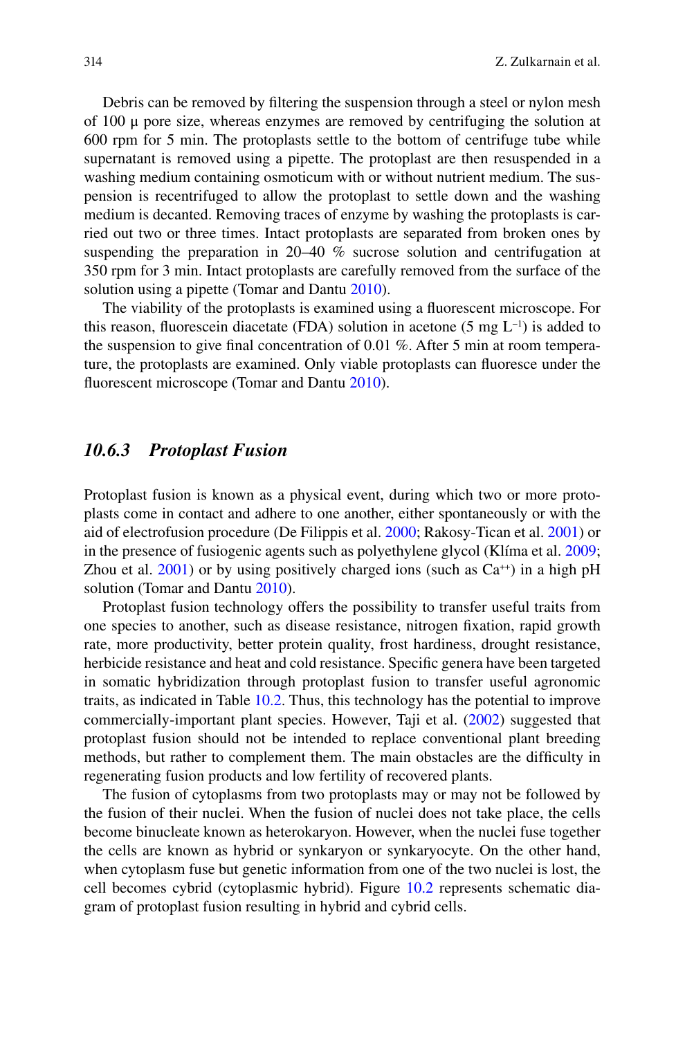Debris can be removed by filtering the suspension through a steel or nylon mesh of 100 μ pore size, whereas enzymes are removed by centrifuging the solution at 600 rpm for 5 min. The protoplasts settle to the bottom of centrifuge tube while supernatant is removed using a pipette. The protoplast are then resuspended in a washing medium containing osmoticum with or without nutrient medium. The suspension is recentrifuged to allow the protoplast to settle down and the washing medium is decanted. Removing traces of enzyme by washing the protoplasts is carried out two or three times. Intact protoplasts are separated from broken ones by suspending the preparation in 20–40 % sucrose solution and centrifugation at 350 rpm for 3 min. Intact protoplasts are carefully removed from the surface of the solution using a pipette (Tomar and Dantu 2010).

The viability of the protoplasts is examined using a fluorescent microscope. For this reason, fluorescein diacetate (FDA) solution in acetone (5 mg $L^{-1}$) is added to the suspension to give final concentration of 0.01 %. After 5 min at room temperature, the protoplasts are examined. Only viable protoplasts can fluoresce under the fluorescent microscope (Tomar and Dantu 2010).

### *10.6.3 Protoplast Fusion*

Protoplast fusion is known as a physical event, during which two or more protoplasts come in contact and adhere to one another, either spontaneously or with the aid of electrofusion procedure (De Filippis et al. 2000; Rakosy-Tican et al. 2001) or in the presence of fusiogenic agents such as polyethylene glycol (Klíma et al. 2009; Zhou et al. 2001) or by using positively charged ions (such as $Ca^{++}$) in a high pH solution (Tomar and Dantu 2010).

Protoplast fusion technology offers the possibility to transfer useful traits from one species to another, such as disease resistance, nitrogen fixation, rapid growth rate, more productivity, better protein quality, frost hardiness, drought resistance, herbicide resistance and heat and cold resistance. Specific genera have been targeted in somatic hybridization through protoplast fusion to transfer useful agronomic traits, as indicated in Table 10.2. Thus, this technology has the potential to improve commercially-important plant species. However, Taji et al. (2002) suggested that protoplast fusion should not be intended to replace conventional plant breeding methods, but rather to complement them. The main obstacles are the difficulty in regenerating fusion products and low fertility of recovered plants.

The fusion of cytoplasms from two protoplasts may or may not be followed by the fusion of their nuclei. When the fusion of nuclei does not take place, the cells become binucleate known as heterokaryon. However, when the nuclei fuse together the cells are known as hybrid or synkaryon or synkaryocyte. On the other hand, when cytoplasm fuse but genetic information from one of the two nuclei is lost, the cell becomes cybrid (cytoplasmic hybrid). Figure 10.2 represents schematic diagram of protoplast fusion resulting in hybrid and cybrid cells.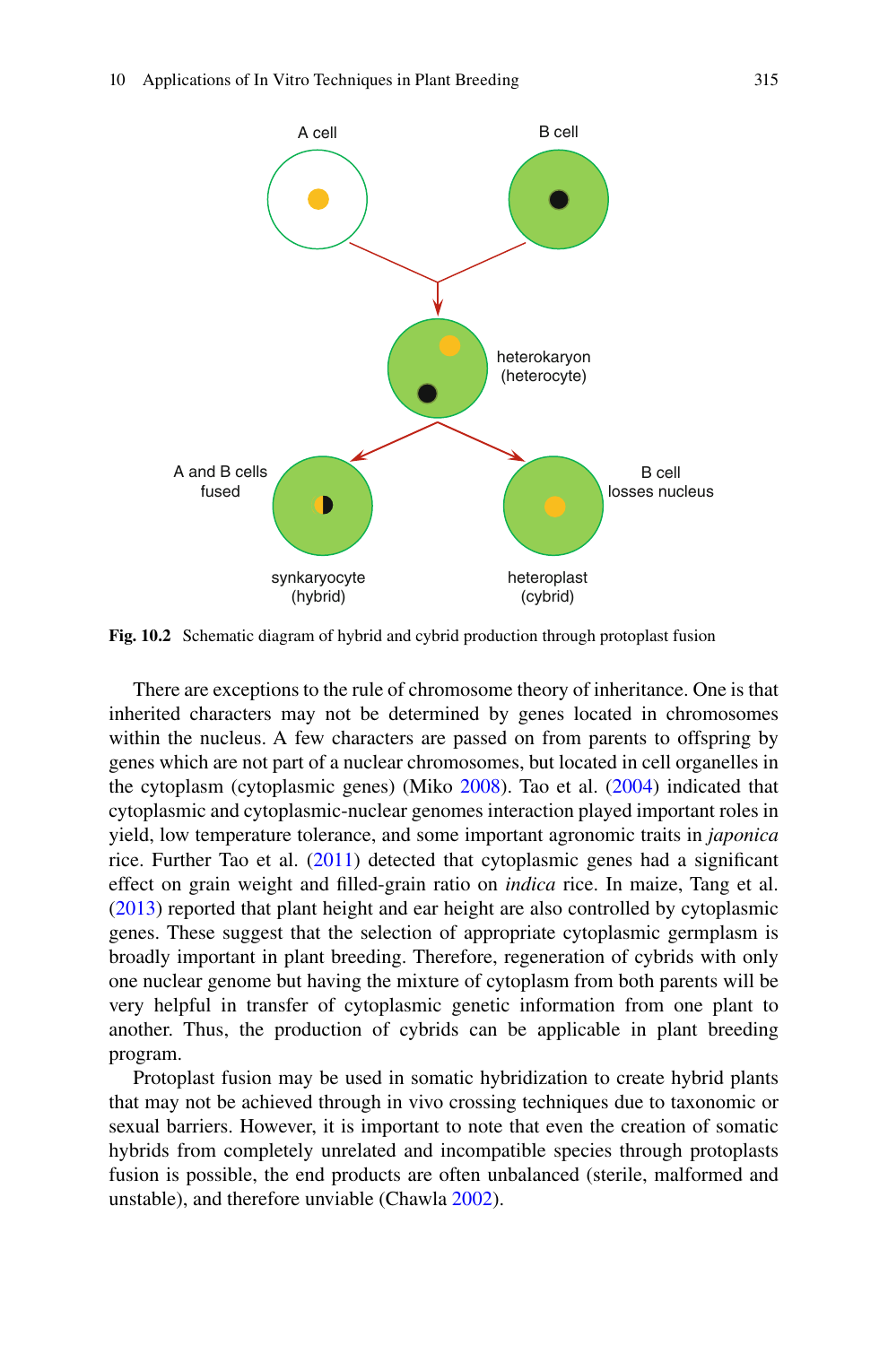A cell

B cell

heterokaryon
(heterocyte)

A and B cells
fused

B cell
losses nucleus

synkaryocyte
(hybrid)

heteroplast
(cybrid)

**Fig. 10.2** Schematic diagram of hybrid and cybrid production through protoplast fusion

There are exceptions to the rule of chromosome theory of inheritance. One is that inherited characters may not be determined by genes located in chromosomes within the nucleus. A few characters are passed on from parents to offspring by genes which are not part of a nuclear chromosomes, but located in cell organelles in the cytoplasm (cytoplasmic genes) (Miko 2008). Tao et al. (2004) indicated that cytoplasmic and cytoplasmic-nuclear genomes interaction played important roles in yield, low temperature tolerance, and some important agronomic traits in *japonica* rice. Further Tao et al. (2011) detected that cytoplasmic genes had a significant effect on grain weight and filled-grain ratio on *indica* rice. In maize, Tang et al. (2013) reported that plant height and ear height are also controlled by cytoplasmic genes. These suggest that the selection of appropriate cytoplasmic germplasm is broadly important in plant breeding. Therefore, regeneration of cybrids with only one nuclear genome but having the mixture of cytoplasm from both parents will be very helpful in transfer of cytoplasmic genetic information from one plant to another. Thus, the production of cybrids can be applicable in plant breeding program.

Protoplast fusion may be used in somatic hybridization to create hybrid plants that may not be achieved through in vivo crossing techniques due to taxonomic or sexual barriers. However, it is important to note that even the creation of somatic hybrids from completely unrelated and incompatible species through protoplasts fusion is possible, the end products are often unbalanced (sterile, malformed and unstable), and therefore unviable (Chawla 2002).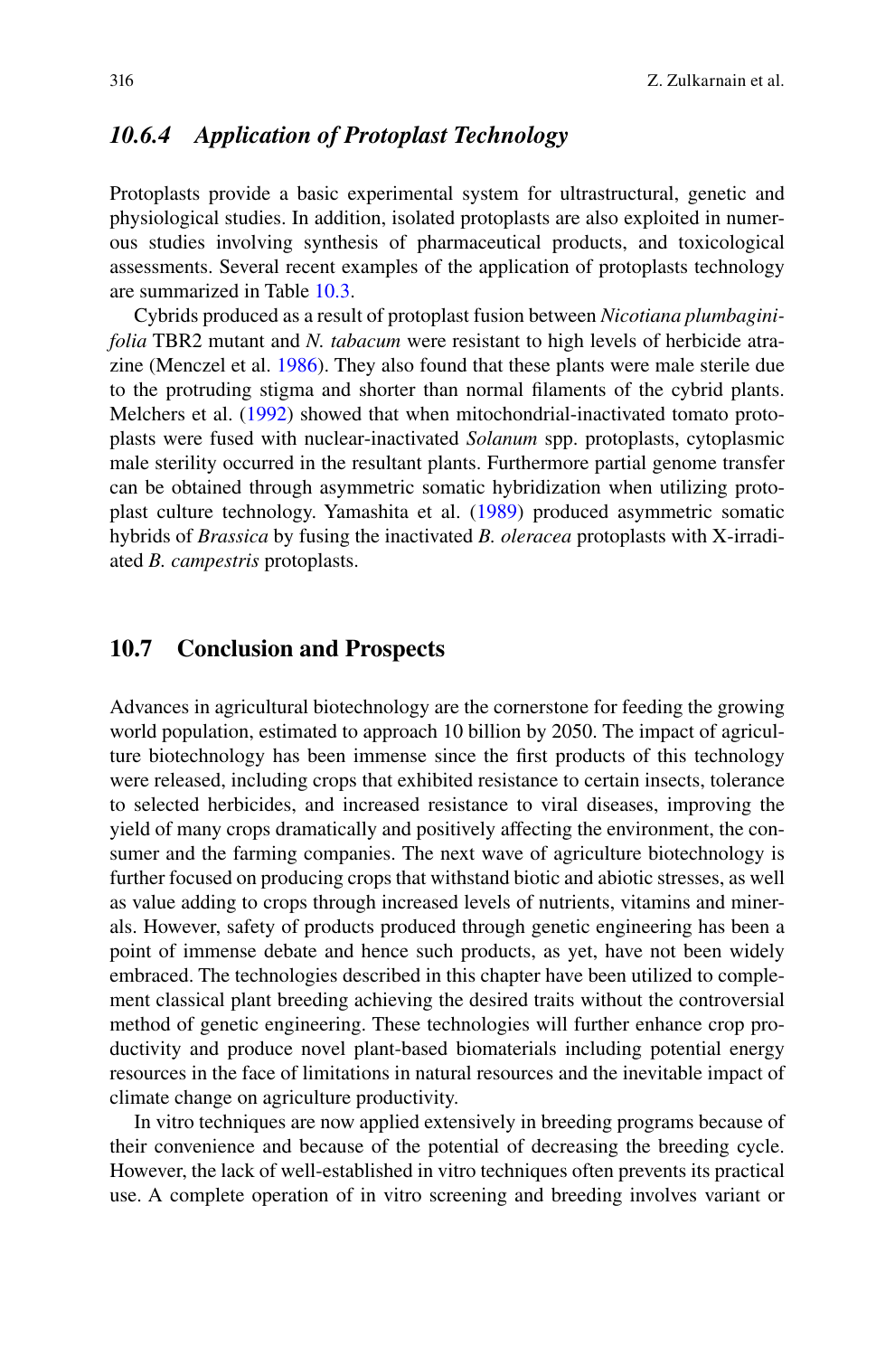### *10.6.4 Application of Protoplast Technology*

Protoplasts provide a basic experimental system for ultrastructural, genetic and physiological studies. In addition, isolated protoplasts are also exploited in numerous studies involving synthesis of pharmaceutical products, and toxicological assessments. Several recent examples of the application of protoplasts technology are summarized in Table 10.3.

Cybrids produced as a result of protoplast fusion between *Nicotiana plumbaginifolia* TBR2 mutant and *N. tabacum* were resistant to high levels of herbicide atrazine (Menczel et al. 1986). They also found that these plants were male sterile due to the protruding stigma and shorter than normal filaments of the cybrid plants. Melchers et al. (1992) showed that when mitochondrial-inactivated tomato protoplasts were fused with nuclear-inactivated *Solanum* spp. protoplasts, cytoplasmic male sterility occurred in the resultant plants. Furthermore partial genome transfer can be obtained through asymmetric somatic hybridization when utilizing protoplast culture technology. Yamashita et al. (1989) produced asymmetric somatic hybrids of *Brassica* by fusing the inactivated *B. oleracea* protoplasts with X-irradiated *B. campestris* protoplasts.

## 10.7 Conclusion and Prospects

Advances in agricultural biotechnology are the cornerstone for feeding the growing world population, estimated to approach 10 billion by 2050. The impact of agriculture biotechnology has been immense since the first products of this technology were released, including crops that exhibited resistance to certain insects, tolerance to selected herbicides, and increased resistance to viral diseases, improving the yield of many crops dramatically and positively affecting the environment, the consumer and the farming companies. The next wave of agriculture biotechnology is further focused on producing crops that withstand biotic and abiotic stresses, as well as value adding to crops through increased levels of nutrients, vitamins and minerals. However, safety of products produced through genetic engineering has been a point of immense debate and hence such products, as yet, have not been widely embraced. The technologies described in this chapter have been utilized to complement classical plant breeding achieving the desired traits without the controversial method of genetic engineering. These technologies will further enhance crop productivity and produce novel plant-based biomaterials including potential energy resources in the face of limitations in natural resources and the inevitable impact of climate change on agriculture productivity.

In vitro techniques are now applied extensively in breeding programs because of their convenience and because of the potential of decreasing the breeding cycle. However, the lack of well-established in vitro techniques often prevents its practical use. A complete operation of in vitro screening and breeding involves variant or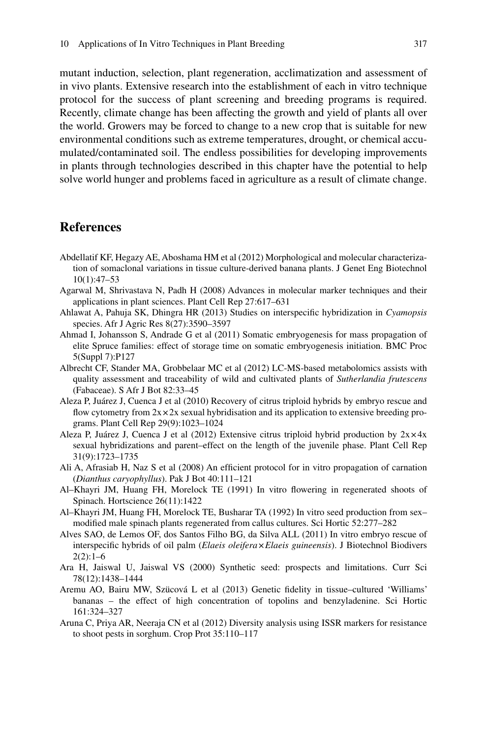mutant induction, selection, plant regeneration, acclimatization and assessment of in vivo plants. Extensive research into the establishment of each in vitro technique protocol for the success of plant screening and breeding programs is required. Recently, climate change has been affecting the growth and yield of plants all over the world. Growers may be forced to change to a new crop that is suitable for new environmental conditions such as extreme temperatures, drought, or chemical accumulated/contaminated soil. The endless possibilities for developing improvements in plants through technologies described in this chapter have the potential to help solve world hunger and problems faced in agriculture as a result of climate change.

## References

Abdellatif KF, Hegazy AE, Aboshama HM et al (2012) Morphological and molecular characterization of somaclonal variations in tissue culture-derived banana plants. J Genet Eng Biotechnol 10(1):47–53

Agarwal M, Shrivastava N, Padh H (2008) Advances in molecular marker techniques and their applications in plant sciences. Plant Cell Rep 27:617–631

Ahlawat A, Pahuja SK, Dhingra HR (2013) Studies on interspecific hybridization in *Cyamopsis* species. Afr J Agric Res 8(27):3590–3597

Ahmad I, Johansson S, Andrade G et al (2011) Somatic embryogenesis for mass propagation of elite Spruce families: effect of storage time on somatic embryogenesis initiation. BMC Proc 5(Suppl 7):P127

Albrecht CF, Stander MA, Grobbelaar MC et al (2012) LC-MS-based metabolomics assists with quality assessment and traceability of wild and cultivated plants of *Sutherlandia frutescens* (Fabaceae). S Afr J Bot 82:33–45

Aleza P, Juárez J, Cuenca J et al (2010) Recovery of citrus triploid hybrids by embryo rescue and flow cytometry from 2x × 2x sexual hybridisation and its application to extensive breeding programs. Plant Cell Rep 29(9):1023–1024

Aleza P, Juárez J, Cuenca J et al (2012) Extensive citrus triploid hybrid production by 2x × 4x sexual hybridizations and parent–effect on the length of the juvenile phase. Plant Cell Rep 31(9):1723–1735

Ali A, Afrasiab H, Naz S et al (2008) An efficient protocol for in vitro propagation of carnation (*Dianthus caryophyllus*). Pak J Bot 40:111–121

Al–Khayri JM, Huang FH, Morelock TE (1991) In vitro flowering in regenerated shoots of Spinach. Hortscience 26(11):1422

Al–Khayri JM, Huang FH, Morelock TE, Busharar TA (1992) In vitro seed production from sex–modified male spinach plants regenerated from callus cultures. Sci Hortic 52:277–282

Alves SAO, de Lemos OF, dos Santos Filho BG, da Silva ALL (2011) In vitro embryo rescue of interspecific hybrids of oil palm (*Elaeis oleifera* × *Elaeis guineensis*). J Biotechnol Biodivers 2(2):1–6

Ara H, Jaiswal U, Jaiswal VS (2000) Synthetic seed: prospects and limitations. Curr Sci 78(12):1438–1444

Aremu AO, Bairu MW, Szücová L et al (2013) Genetic fidelity in tissue–cultured 'Williams' bananas – the effect of high concentration of topolins and benzyladenine. Sci Hortic 161:324–327

Aruna C, Priya AR, Neeraja CN et al (2012) Diversity analysis using ISSR markers for resistance to shoot pests in sorghum. Crop Prot 35:110–117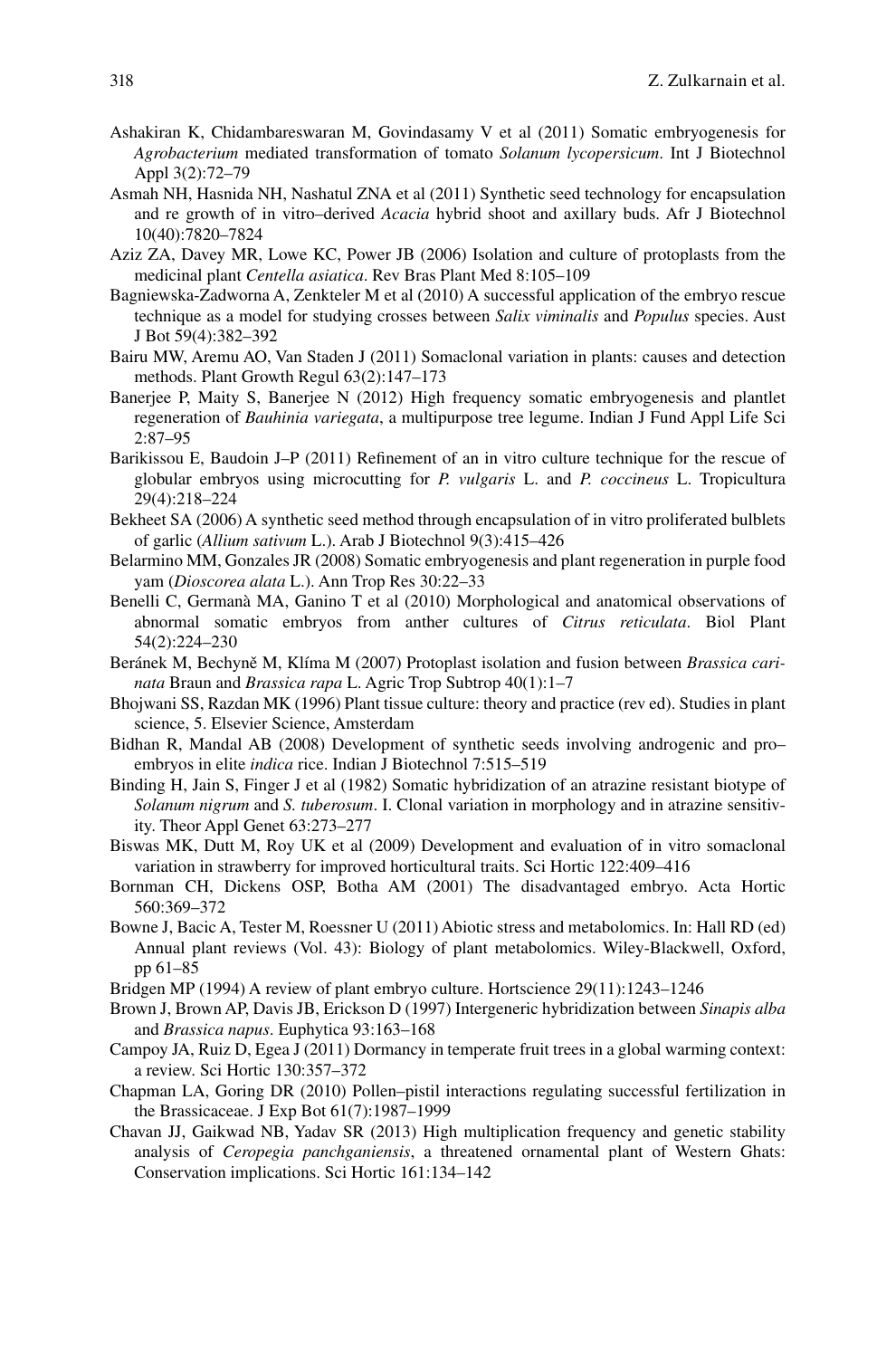Ashakiran K, Chidambareswaran M, Govindasamy V et al (2011) Somatic embryogenesis for *Agrobacterium* mediated transformation of tomato *Solanum lycopersicum*. Int J Biotechnol Appl 3(2):72–79

Asmah NH, Hasnida NH, Nashatul ZNA et al (2011) Synthetic seed technology for encapsulation and re growth of in vitro–derived *Acacia* hybrid shoot and axillary buds. Afr J Biotechnol 10(40):7820–7824

Aziz ZA, Davey MR, Lowe KC, Power JB (2006) Isolation and culture of protoplasts from the medicinal plant *Centella asiatica*. Rev Bras Plant Med 8:105–109

Bagniewska-Zadworna A, Zenkteler M et al (2010) A successful application of the embryo rescue technique as a model for studying crosses between *Salix viminalis* and *Populus* species. Aust J Bot 59(4):382–392

Bairu MW, Aremu AO, Van Staden J (2011) Somaclonal variation in plants: causes and detection methods. Plant Growth Regul 63(2):147–173

Banerjee P, Maity S, Banerjee N (2012) High frequency somatic embryogenesis and plantlet regeneration of *Bauhinia variegata*, a multipurpose tree legume. Indian J Fund Appl Life Sci 2:87–95

Barikissou E, Baudoin J–P (2011) Refinement of an in vitro culture technique for the rescue of globular embryos using microcutting for *P. vulgaris* L. and *P. coccineus* L. Tropicultura 29(4):218–224

Bekheet SA (2006) A synthetic seed method through encapsulation of in vitro proliferated bulblets of garlic (*Allium sativum* L.). Arab J Biotechnol 9(3):415–426

Belarmino MM, Gonzales JR (2008) Somatic embryogenesis and plant regeneration in purple food yam (*Dioscorea alata* L.). Ann Trop Res 30:22–33

Benelli C, Germanà MA, Ganino T et al (2010) Morphological and anatomical observations of abnormal somatic embryos from anther cultures of *Citrus reticulata*. Biol Plant 54(2):224–230

Beránek M, Bechyně M, Klíma M (2007) Protoplast isolation and fusion between *Brassica carinata* Braun and *Brassica rapa* L. Agric Trop Subtrop 40(1):1–7

Bhojwani SS, Razdan MK (1996) Plant tissue culture: theory and practice (rev ed). Studies in plant science, 5. Elsevier Science, Amsterdam

Bidhan R, Mandal AB (2008) Development of synthetic seeds involving androgenic and pro–embryos in elite *indica* rice. Indian J Biotechnol 7:515–519

Binding H, Jain S, Finger J et al (1982) Somatic hybridization of an atrazine resistant biotype of *Solanum nigrum* and *S. tuberosum*. I. Clonal variation in morphology and in atrazine sensitivity. Theor Appl Genet 63:273–277

Biswas MK, Dutt M, Roy UK et al (2009) Development and evaluation of in vitro somaclonal variation in strawberry for improved horticultural traits. Sci Hortic 122:409–416

Bornman CH, Dickens OSP, Botha AM (2001) The disadvantaged embryo. Acta Hortic 560:369–372

Bowne J, Bacic A, Tester M, Roessner U (2011) Abiotic stress and metabolomics. In: Hall RD (ed) Annual plant reviews (Vol. 43): Biology of plant metabolomics. Wiley-Blackwell, Oxford, pp 61–85

Bridgen MP (1994) A review of plant embryo culture. Hortscience 29(11):1243–1246

Brown J, Brown AP, Davis JB, Erickson D (1997) Intergeneric hybridization between *Sinapis alba* and *Brassica napus*. Euphytica 93:163–168

Campoy JA, Ruiz D, Egea J (2011) Dormancy in temperate fruit trees in a global warming context: a review. Sci Hortic 130:357–372

Chapman LA, Goring DR (2010) Pollen–pistil interactions regulating successful fertilization in the Brassicaceae. J Exp Bot 61(7):1987–1999

Chavan JJ, Gaikwad NB, Yadav SR (2013) High multiplication frequency and genetic stability analysis of *Ceropegia panchganiensis*, a threatened ornamental plant of Western Ghats: Conservation implications. Sci Hortic 161:134–142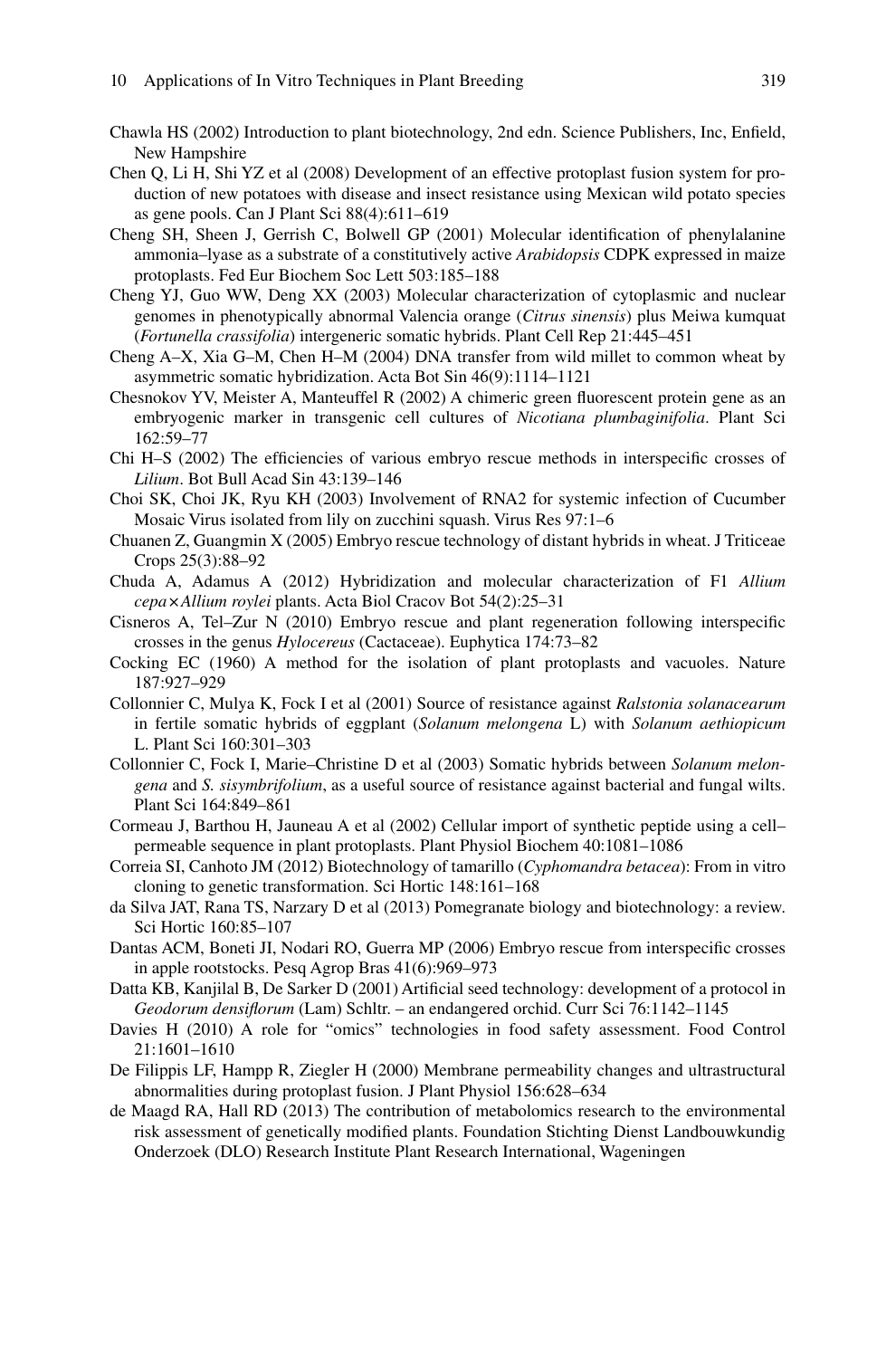Chawla HS (2002) Introduction to plant biotechnology, 2nd edn. Science Publishers, Inc, Enfield, New Hampshire

Chen Q, Li H, Shi YZ et al (2008) Development of an effective protoplast fusion system for production of new potatoes with disease and insect resistance using Mexican wild potato species as gene pools. Can J Plant Sci 88(4):611–619

Cheng SH, Sheen J, Gerrish C, Bolwell GP (2001) Molecular identification of phenylalanine ammonia–lyase as a substrate of a constitutively active *Arabidopsis* CDPK expressed in maize protoplasts. Fed Eur Biochem Soc Lett 503:185–188

Cheng YJ, Guo WW, Deng XX (2003) Molecular characterization of cytoplasmic and nuclear genomes in phenotypically abnormal Valencia orange (*Citrus sinensis*) plus Meiwa kumquat (*Fortunella crassifolia*) intergeneric somatic hybrids. Plant Cell Rep 21:445–451

Cheng A–X, Xia G–M, Chen H–M (2004) DNA transfer from wild millet to common wheat by asymmetric somatic hybridization. Acta Bot Sin 46(9):1114–1121

Chesnokov YV, Meister A, Manteuffel R (2002) A chimeric green fluorescent protein gene as an embryogenic marker in transgenic cell cultures of *Nicotiana plumbaginifolia*. Plant Sci 162:59–77

Chi H–S (2002) The efficiencies of various embryo rescue methods in interspecific crosses of *Lilium*. Bot Bull Acad Sin 43:139–146

Choi SK, Choi JK, Ryu KH (2003) Involvement of RNA2 for systemic infection of Cucumber Mosaic Virus isolated from lily on zucchini squash. Virus Res 97:1–6

Chuanen Z, Guangmin X (2005) Embryo rescue technology of distant hybrids in wheat. J Triticeae Crops 25(3):88–92

Chuda A, Adamus A (2012) Hybridization and molecular characterization of F1 *Allium cepa*×*Allium roylei* plants. Acta Biol Cracov Bot 54(2):25–31

Cisneros A, Tel–Zur N (2010) Embryo rescue and plant regeneration following interspecific crosses in the genus *Hylocereus* (Cactaceae). Euphytica 174:73–82

Cocking EC (1960) A method for the isolation of plant protoplasts and vacuoles. Nature 187:927–929

Collonnier C, Mulya K, Fock I et al (2001) Source of resistance against *Ralstonia solanacearum* in fertile somatic hybrids of eggplant (*Solanum melongena* L) with *Solanum aethiopicum* L. Plant Sci 160:301–303

Collonnier C, Fock I, Marie–Christine D et al (2003) Somatic hybrids between *Solanum melongena* and *S. sisymbrifolium*, as a useful source of resistance against bacterial and fungal wilts. Plant Sci 164:849–861

Cormeau J, Barthou H, Jauneau A et al (2002) Cellular import of synthetic peptide using a cell–permeable sequence in plant protoplasts. Plant Physiol Biochem 40:1081–1086

Correia SI, Canhoto JM (2012) Biotechnology of tamarillo (*Cyphomandra betacea*): From in vitro cloning to genetic transformation. Sci Hortic 148:161–168

da Silva JAT, Rana TS, Narzary D et al (2013) Pomegranate biology and biotechnology: a review. Sci Hortic 160:85–107

Dantas ACM, Boneti JI, Nodari RO, Guerra MP (2006) Embryo rescue from interspecific crosses in apple rootstocks. Pesq Agrop Bras 41(6):969–973

Datta KB, Kanjilal B, De Sarker D (2001) Artificial seed technology: development of a protocol in *Geodorum densiflorum* (Lam) Schltr. – an endangered orchid. Curr Sci 76:1142–1145

Davies H (2010) A role for "omics" technologies in food safety assessment. Food Control 21:1601–1610

De Filippis LF, Hampp R, Ziegler H (2000) Membrane permeability changes and ultrastructural abnormalities during protoplast fusion. J Plant Physiol 156:628–634

de Maagd RA, Hall RD (2013) The contribution of metabolomics research to the environmental risk assessment of genetically modified plants. Foundation Stichting Dienst Landbouwkundig Onderzoek (DLO) Research Institute Plant Research International, Wageningen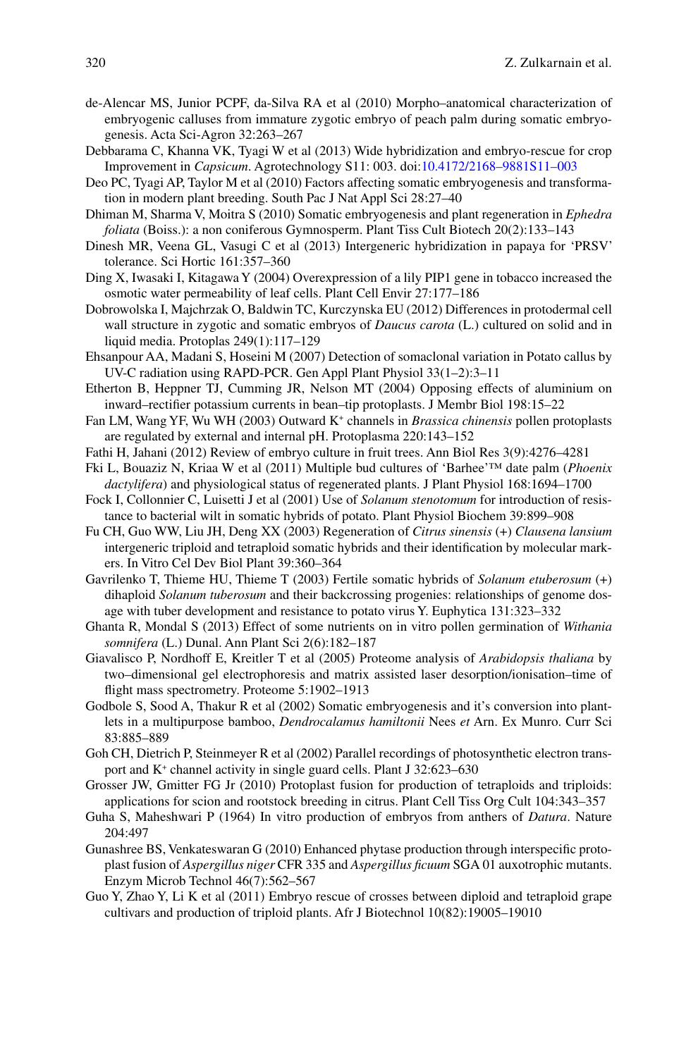de-Alencar MS, Junior PCPF, da-Silva RA et al (2010) Morpho–anatomical characterization of embryogenic calluses from immature zygotic embryo of peach palm during somatic embryogenesis. Acta Sci-Agron 32:263–267

Debbarama C, Khanna VK, Tyagi W et al (2013) Wide hybridization and embryo-rescue for crop Improvement in *Capsicum*. Agrotechnology S11: 003. doi:10.4172/2168–9881S11–003

Deo PC, Tyagi AP, Taylor M et al (2010) Factors affecting somatic embryogenesis and transformation in modern plant breeding. South Pac J Nat Appl Sci 28:27–40

Dhiman M, Sharma V, Moitra S (2010) Somatic embryogenesis and plant regeneration in *Ephedra foliata* (Boiss.): a non coniferous Gymnosperm. Plant Tiss Cult Biotech 20(2):133–143

Dinesh MR, Veena GL, Vasugi C et al (2013) Intergeneric hybridization in papaya for 'PRSV' tolerance. Sci Hortic 161:357–360

Ding X, Iwasaki I, Kitagawa Y (2004) Overexpression of a lily PIP1 gene in tobacco increased the osmotic water permeability of leaf cells. Plant Cell Envir 27:177–186

Dobrowolska I, Majchrzak O, Baldwin TC, Kurczynska EU (2012) Differences in protodermal cell wall structure in zygotic and somatic embryos of *Daucus carota* (L.) cultured on solid and in liquid media. Protoplas 249(1):117–129

Ehsanpour AA, Madani S, Hoseini M (2007) Detection of somaclonal variation in Potato callus by UV-C radiation using RAPD-PCR. Gen Appl Plant Physiol 33(1–2):3–11

Etherton B, Heppner TJ, Cumming JR, Nelson MT (2004) Opposing effects of aluminium on inward–rectifier potassium currents in bean–tip protoplasts. J Membr Biol 198:15–22

Fan LM, Wang YF, Wu WH (2003) Outward $K^+$ channels in *Brassica chinensis* pollen protoplasts are regulated by external and internal pH. Protoplasma 220:143–152

Fathi H, Jahani (2012) Review of embryo culture in fruit trees. Ann Biol Res 3(9):4276–4281

Fki L, Bouaziz N, Kriaa W et al (2011) Multiple bud cultures of 'Barhee'™ date palm (*Phoenix dactylifera*) and physiological status of regenerated plants. J Plant Physiol 168:1694–1700

Fock I, Collonnier C, Luisetti J et al (2001) Use of *Solanum stenotomum* for introduction of resistance to bacterial wilt in somatic hybrids of potato. Plant Physiol Biochem 39:899–908

Fu CH, Guo WW, Liu JH, Deng XX (2003) Regeneration of *Citrus sinensis* (+) *Clausena lansium* intergeneric triploid and tetraploid somatic hybrids and their identification by molecular markers. In Vitro Cel Dev Biol Plant 39:360–364

Gavrilenko T, Thieme HU, Thieme T (2003) Fertile somatic hybrids of *Solanum etuberosum* (+) dihaploid *Solanum tuberosum* and their backcrossing progenies: relationships of genome dosage with tuber development and resistance to potato virus Y. Euphytica 131:323–332

Ghanta R, Mondal S (2013) Effect of some nutrients on in vitro pollen germination of *Withania somnifera* (L.) Dunal. Ann Plant Sci 2(6):182–187

Giavalisco P, Nordhoff E, Kreitler T et al (2005) Proteome analysis of *Arabidopsis thaliana* by two–dimensional gel electrophoresis and matrix assisted laser desorption/ionisation–time of flight mass spectrometry. Proteome 5:1902–1913

Godbole S, Sood A, Thakur R et al (2002) Somatic embryogenesis and it's conversion into plantlets in a multipurpose bamboo, *Dendrocalamus hamiltonii* Nees *et* Arn. Ex Munro. Curr Sci 83:885–889

Goh CH, Dietrich P, Steinmeyer R et al (2002) Parallel recordings of photosynthetic electron transport and $K^+$ channel activity in single guard cells. Plant J 32:623–630

Grosser JW, Gmitter FG Jr (2010) Protoplast fusion for production of tetraploids and triploids: applications for scion and rootstock breeding in citrus. Plant Cell Tiss Org Cult 104:343–357

Guha S, Maheshwari P (1964) In vitro production of embryos from anthers of *Datura*. Nature 204:497

Gunashree BS, Venkateswaran G (2010) Enhanced phytase production through interspecific protoplast fusion of *Aspergillus niger* CFR 335 and *Aspergillus ficuum* SGA 01 auxotrophic mutants. Enzym Microb Technol 46(7):562–567

Guo Y, Zhao Y, Li K et al (2011) Embryo rescue of crosses between diploid and tetraploid grape cultivars and production of triploid plants. Afr J Biotechnol 10(82):19005–19010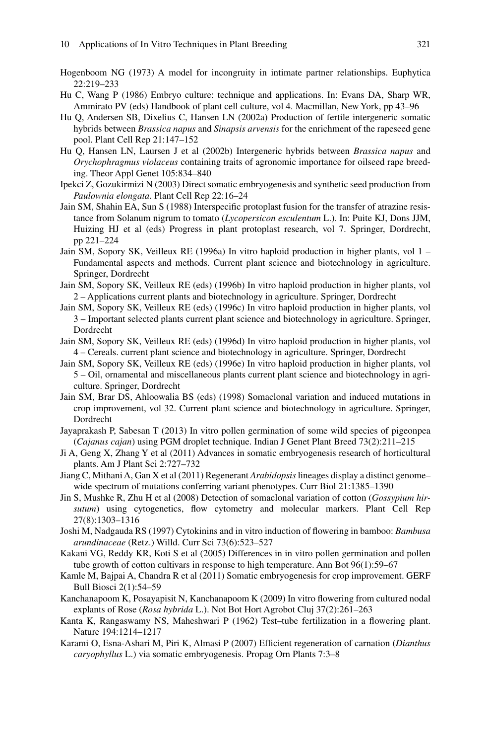Hogenboom NG (1973) A model for incongruity in intimate partner relationships. Euphytica 22:219–233

Hu C, Wang P (1986) Embryo culture: technique and applications. In: Evans DA, Sharp WR, Ammirato PV (eds) Handbook of plant cell culture, vol 4. Macmillan, New York, pp 43–96

Hu Q, Andersen SB, Dixelius C, Hansen LN (2002a) Production of fertile intergeneric somatic hybrids between *Brassica napus* and *Sinapsis arvensis* for the enrichment of the rapeseed gene pool. Plant Cell Rep 21:147–152

Hu Q, Hansen LN, Laursen J et al (2002b) Intergeneric hybrids between *Brassica napus* and *Orychophragmus violaceus* containing traits of agronomic importance for oilseed rape breeding. Theor Appl Genet 105:834–840

Ipekci Z, Gozukirmizi N (2003) Direct somatic embryogenesis and synthetic seed production from *Paulownia elongata*. Plant Cell Rep 22:16–24

Jain SM, Shahin EA, Sun S (1988) Interspecific protoplast fusion for the transfer of atrazine resistance from Solanum nigrum to tomato (*Lycopersicon esculentum* L.). In: Puite KJ, Dons JJM, Huizing HJ et al (eds) Progress in plant protoplast research, vol 7. Springer, Dordrecht, pp 221–224

Jain SM, Sopory SK, Veilleux RE (1996a) In vitro haploid production in higher plants, vol 1 – Fundamental aspects and methods. Current plant science and biotechnology in agriculture. Springer, Dordrecht

Jain SM, Sopory SK, Veilleux RE (eds) (1996b) In vitro haploid production in higher plants, vol 2 – Applications current plants and biotechnology in agriculture. Springer, Dordrecht

Jain SM, Sopory SK, Veilleux RE (eds) (1996c) In vitro haploid production in higher plants, vol 3 – Important selected plants current plant science and biotechnology in agriculture. Springer, Dordrecht

Jain SM, Sopory SK, Veilleux RE (eds) (1996d) In vitro haploid production in higher plants, vol 4 – Cereals. current plant science and biotechnology in agriculture. Springer, Dordrecht

Jain SM, Sopory SK, Veilleux RE (eds) (1996e) In vitro haploid production in higher plants, vol 5 – Oil, ornamental and miscellaneous plants current plant science and biotechnology in agriculture. Springer, Dordrecht

Jain SM, Brar DS, Ahloowalia BS (eds) (1998) Somaclonal variation and induced mutations in crop improvement, vol 32. Current plant science and biotechnology in agriculture. Springer, Dordrecht

Jayaprakash P, Sabesan T (2013) In vitro pollen germination of some wild species of pigeonpea (*Cajanus cajan*) using PGM droplet technique. Indian J Genet Plant Breed 73(2):211–215

Ji A, Geng X, Zhang Y et al (2011) Advances in somatic embryogenesis research of horticultural plants. Am J Plant Sci 2:727–732

Jiang C, Mithani A, Gan X et al (2011) Regenerant *Arabidopsis* lineages display a distinct genome–wide spectrum of mutations conferring variant phenotypes. Curr Biol 21:1385–1390

Jin S, Mushke R, Zhu H et al (2008) Detection of somaclonal variation of cotton (*Gossypium hirsutum*) using cytogenetics, flow cytometry and molecular markers. Plant Cell Rep 27(8):1303–1316

Joshi M, Nadgauda RS (1997) Cytokinins and in vitro induction of flowering in bamboo: *Bambusa arundinaceae* (Retz.) Willd. Curr Sci 73(6):523–527

Kakani VG, Reddy KR, Koti S et al (2005) Differences in in vitro pollen germination and pollen tube growth of cotton cultivars in response to high temperature. Ann Bot 96(1):59–67

Kamle M, Bajpai A, Chandra R et al (2011) Somatic embryogenesis for crop improvement. GERF Bull Biosci 2(1):54–59

Kanchanapoom K, Posayapisit N, Kanchanapoom K (2009) In vitro flowering from cultured nodal explants of Rose (*Rosa hybrida* L.). Not Bot Hort Agrobot Cluj 37(2):261–263

Kanta K, Rangaswamy NS, Maheshwari P (1962) Test–tube fertilization in a flowering plant. Nature 194:1214–1217

Karami O, Esna-Ashari M, Piri K, Almasi P (2007) Efficient regeneration of carnation (*Dianthus caryophyllus* L.) via somatic embryogenesis. Propag Orn Plants 7:3–8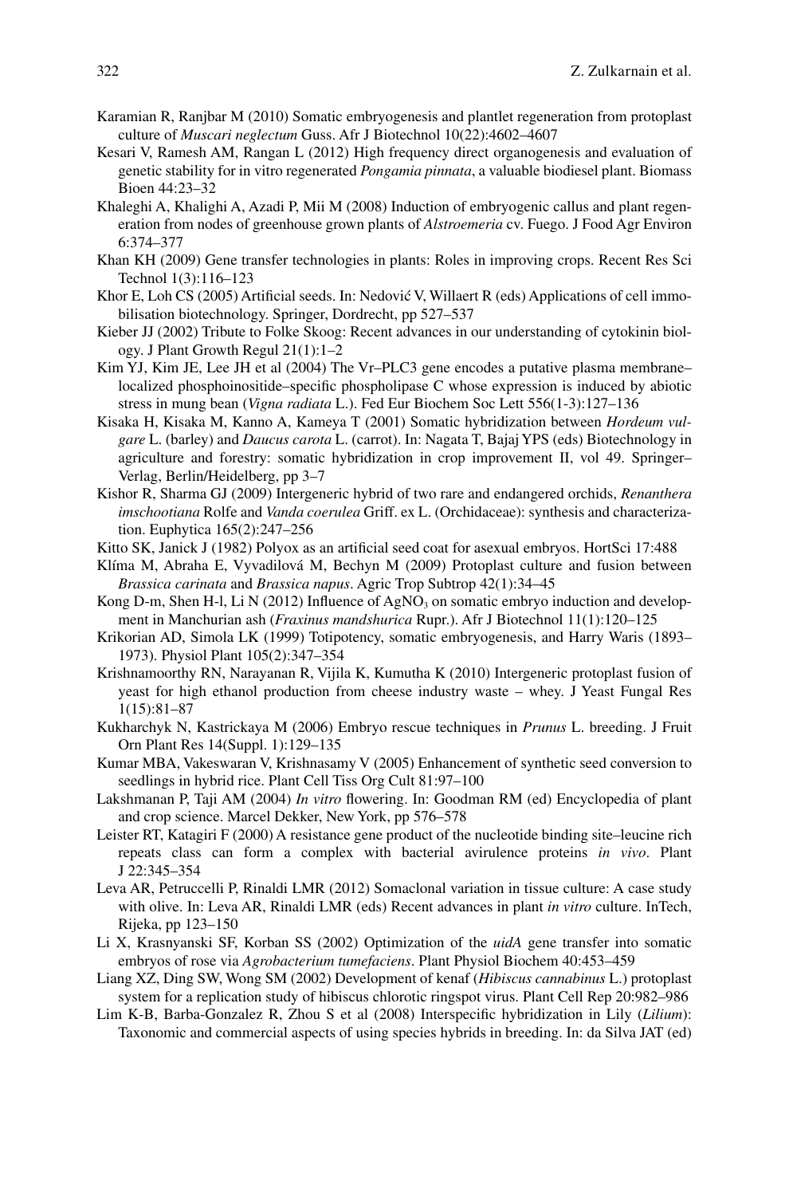Karamian R, Ranjbar M (2010) Somatic embryogenesis and plantlet regeneration from protoplast culture of *Muscari neglectum* Guss. Afr J Biotechnol 10(22):4602–4607

Kesari V, Ramesh AM, Rangan L (2012) High frequency direct organogenesis and evaluation of genetic stability for in vitro regenerated *Pongamia pinnata*, a valuable biodiesel plant. Biomass Bioen 44:23–32

Khaleghi A, Khalighi A, Azadi P, Mii M (2008) Induction of embryogenic callus and plant regeneration from nodes of greenhouse grown plants of *Alstroemeria* cv. Fuego. J Food Agr Environ 6:374–377

Khan KH (2009) Gene transfer technologies in plants: Roles in improving crops. Recent Res Sci Technol 1(3):116–123

Khor E, Loh CS (2005) Artificial seeds. In: Nedović V, Willaert R (eds) Applications of cell immobilisation biotechnology. Springer, Dordrecht, pp 527–537

Kieber JJ (2002) Tribute to Folke Skoog: Recent advances in our understanding of cytokinin biology. J Plant Growth Regul 21(1):1–2

Kim YJ, Kim JE, Lee JH et al (2004) The Vr–PLC3 gene encodes a putative plasma membrane–localized phosphoinositide–specific phospholipase C whose expression is induced by abiotic stress in mung bean (*Vigna radiata* L.). Fed Eur Biochem Soc Lett 556(1-3):127–136

Kisaka H, Kisaka M, Kanno A, Kameya T (2001) Somatic hybridization between *Hordeum vulgare* L. (barley) and *Daucus carota* L. (carrot). In: Nagata T, Bajaj YPS (eds) Biotechnology in agriculture and forestry: somatic hybridization in crop improvement II, vol 49. Springer–Verlag, Berlin/Heidelberg, pp 3–7

Kishor R, Sharma GJ (2009) Intergeneric hybrid of two rare and endangered orchids, *Renanthera imschootiana* Rolfe and *Vanda coerulea* Griff. ex L. (Orchidaceae): synthesis and characterization. Euphytica 165(2):247–256

Kitto SK, Janick J (1982) Polyox as an artificial seed coat for asexual embryos. HortSci 17:488

Klíma M, Abraha E, Vyvadilová M, Bechyn M (2009) Protoplast culture and fusion between *Brassica carinata* and *Brassica napus*. Agric Trop Subtrop 42(1):34–45

Kong D-m, Shen H-l, Li N (2012) Influence of $AgNO_3$ on somatic embryo induction and development in Manchurian ash (*Fraxinus mandshurica* Rupr.). Afr J Biotechnol 11(1):120–125

Krikorian AD, Simola LK (1999) Totipotency, somatic embryogenesis, and Harry Waris (1893–1973). Physiol Plant 105(2):347–354

Krishnamoorthy RN, Narayanan R, Vijila K, Kumutha K (2010) Intergeneric protoplast fusion of yeast for high ethanol production from cheese industry waste – whey. J Yeast Fungal Res 1(15):81–87

Kukharchyk N, Kastrickaya M (2006) Embryo rescue techniques in *Prunus* L. breeding. J Fruit Orn Plant Res 14(Suppl. 1):129–135

Kumar MBA, Vakeswaran V, Krishnasamy V (2005) Enhancement of synthetic seed conversion to seedlings in hybrid rice. Plant Cell Tiss Org Cult 81:97–100

Lakshmanan P, Taji AM (2004) *In vitro* flowering. In: Goodman RM (ed) Encyclopedia of plant and crop science. Marcel Dekker, New York, pp 576–578

Leister RT, Katagiri F (2000) A resistance gene product of the nucleotide binding site–leucine rich repeats class can form a complex with bacterial avirulence proteins *in vivo*. Plant J 22:345–354

Leva AR, Petruccelli P, Rinaldi LMR (2012) Somaclonal variation in tissue culture: A case study with olive. In: Leva AR, Rinaldi LMR (eds) Recent advances in plant *in vitro* culture. InTech, Rijeka, pp 123–150

Li X, Krasnyanski SF, Korban SS (2002) Optimization of the *uidA* gene transfer into somatic embryos of rose via *Agrobacterium tumefaciens*. Plant Physiol Biochem 40:453–459

Liang XZ, Ding SW, Wong SM (2002) Development of kenaf (*Hibiscus cannabinus* L.) protoplast system for a replication study of hibiscus chlorotic ringspot virus. Plant Cell Rep 20:982–986

Lim K-B, Barba-Gonzalez R, Zhou S et al (2008) Interspecific hybridization in Lily (*Lilium*): Taxonomic and commercial aspects of using species hybrids in breeding. In: da Silva JAT (ed)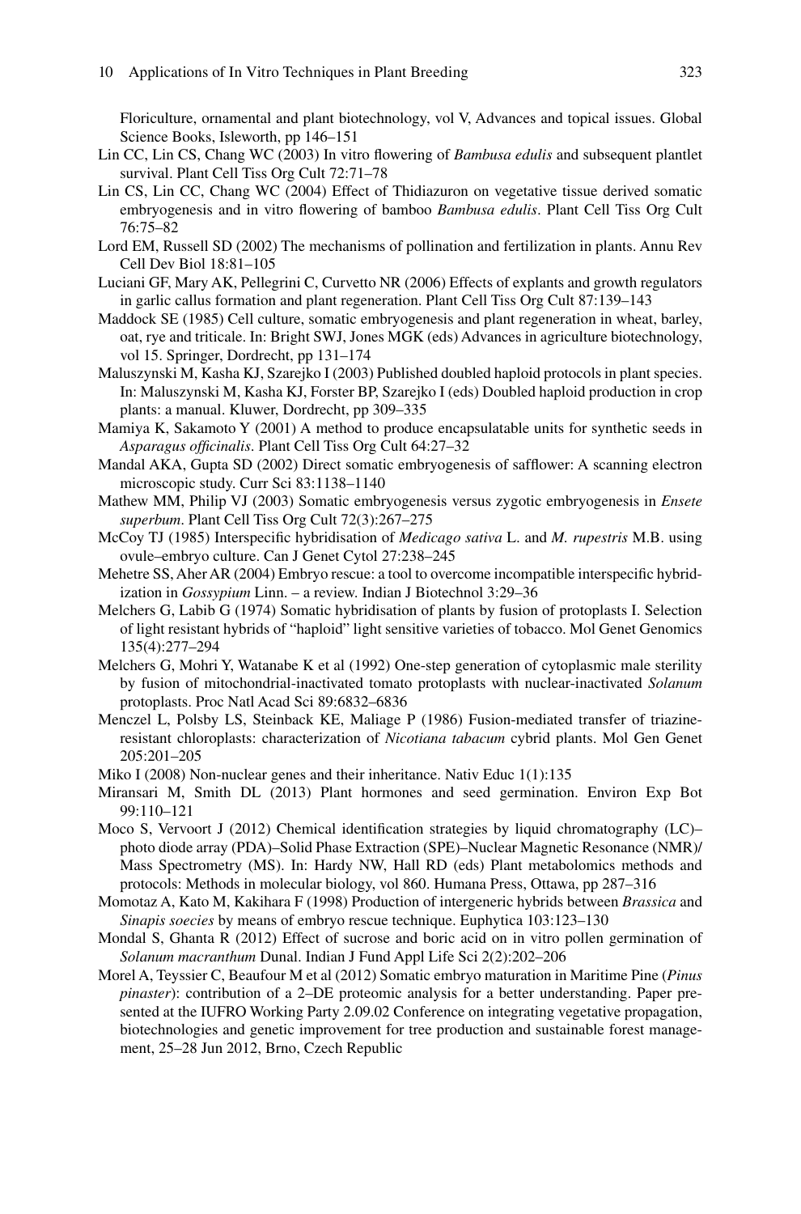Floriculture, ornamental and plant biotechnology, vol V, Advances and topical issues. Global Science Books, Isleworth, pp 146–151

Lin CC, Lin CS, Chang WC (2003) In vitro flowering of *Bambusa edulis* and subsequent plantlet survival. Plant Cell Tiss Org Cult 72:71–78

Lin CS, Lin CC, Chang WC (2004) Effect of Thidiazuron on vegetative tissue derived somatic embryogenesis and in vitro flowering of bamboo *Bambusa edulis*. Plant Cell Tiss Org Cult 76:75–82

Lord EM, Russell SD (2002) The mechanisms of pollination and fertilization in plants. Annu Rev Cell Dev Biol 18:81–105

Luciani GF, Mary AK, Pellegrini C, Curvetto NR (2006) Effects of explants and growth regulators in garlic callus formation and plant regeneration. Plant Cell Tiss Org Cult 87:139–143

Maddock SE (1985) Cell culture, somatic embryogenesis and plant regeneration in wheat, barley, oat, rye and triticale. In: Bright SWJ, Jones MGK (eds) Advances in agriculture biotechnology, vol 15. Springer, Dordrecht, pp 131–174

Maluszynski M, Kasha KJ, Szarejko I (2003) Published doubled haploid protocols in plant species. In: Maluszynski M, Kasha KJ, Forster BP, Szarejko I (eds) Doubled haploid production in crop plants: a manual. Kluwer, Dordrecht, pp 309–335

Mamiya K, Sakamoto Y (2001) A method to produce encapsulatable units for synthetic seeds in *Asparagus officinalis*. Plant Cell Tiss Org Cult 64:27–32

Mandal AKA, Gupta SD (2002) Direct somatic embryogenesis of safflower: A scanning electron microscopic study. Curr Sci 83:1138–1140

Mathew MM, Philip VJ (2003) Somatic embryogenesis versus zygotic embryogenesis in *Ensete superbum*. Plant Cell Tiss Org Cult 72(3):267–275

McCoy TJ (1985) Interspecific hybridisation of *Medicago sativa* L. and *M. rupestris* M.B. using ovule–embryo culture. Can J Genet Cytol 27:238–245

Mehetre SS, Aher AR (2004) Embryo rescue: a tool to overcome incompatible interspecific hybridization in *Gossypium* Linn. – a review. Indian J Biotechnol 3:29–36

Melchers G, Labib G (1974) Somatic hybridisation of plants by fusion of protoplasts I. Selection of light resistant hybrids of "haploid" light sensitive varieties of tobacco. Mol Genet Genomics 135(4):277–294

Melchers G, Mohri Y, Watanabe K et al (1992) One-step generation of cytoplasmic male sterility by fusion of mitochondrial-inactivated tomato protoplasts with nuclear-inactivated *Solanum* protoplasts. Proc Natl Acad Sci 89:6832–6836

Menczel L, Polsby LS, Steinback KE, Maliage P (1986) Fusion-mediated transfer of triazine-resistant chloroplasts: characterization of *Nicotiana tabacum* cybrid plants. Mol Gen Genet 205:201–205

Miko I (2008) Non-nuclear genes and their inheritance. Nativ Educ 1(1):135

Miransari M, Smith DL (2013) Plant hormones and seed germination. Environ Exp Bot 99:110–121

Moco S, Vervoort J (2012) Chemical identification strategies by liquid chromatography (LC)–photo diode array (PDA)–Solid Phase Extraction (SPE)–Nuclear Magnetic Resonance (NMR)/ Mass Spectrometry (MS). In: Hardy NW, Hall RD (eds) Plant metabolomics methods and protocols: Methods in molecular biology, vol 860. Humana Press, Ottawa, pp 287–316

Momotaz A, Kato M, Kakihara F (1998) Production of intergeneric hybrids between *Brassica* and *Sinapis soecies* by means of embryo rescue technique. Euphytica 103:123–130

Mondal S, Ghanta R (2012) Effect of sucrose and boric acid on in vitro pollen germination of *Solanum macranthum* Dunal. Indian J Fund Appl Life Sci 2(2):202–206

Morel A, Teyssier C, Beaufour M et al (2012) Somatic embryo maturation in Maritime Pine (*Pinus pinaster*): contribution of a 2–DE proteomic analysis for a better understanding. Paper presented at the IUFRO Working Party 2.09.02 Conference on integrating vegetative propagation, biotechnologies and genetic improvement for tree production and sustainable forest management, 25–28 Jun 2012, Brno, Czech Republic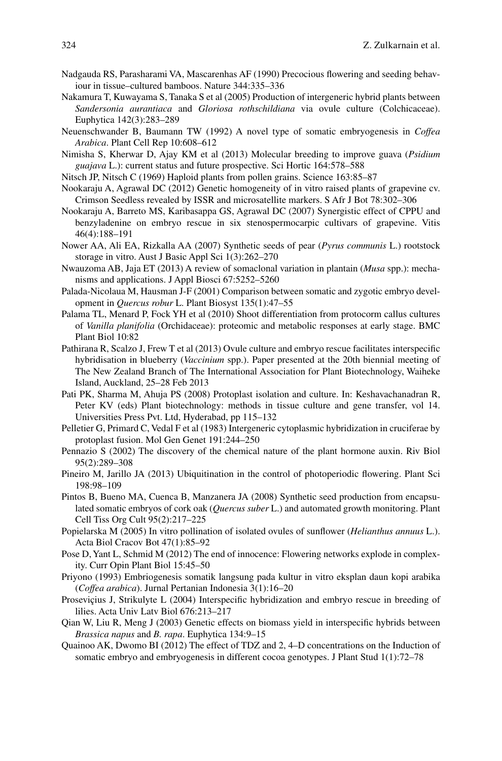Nadgauda RS, Parasharami VA, Mascarenhas AF (1990) Precocious flowering and seeding behaviour in tissue–cultured bamboos. Nature 344:335–336

Nakamura T, Kuwayama S, Tanaka S et al (2005) Production of intergeneric hybrid plants between *Sandersonia aurantiaca* and *Gloriosa rothschildiana* via ovule culture (Colchicaceae). Euphytica 142(3):283–289

Neuenschwander B, Baumann TW (1992) A novel type of somatic embryogenesis in *Coffea Arabica*. Plant Cell Rep 10:608–612

Nimisha S, Kherwar D, Ajay KM et al (2013) Molecular breeding to improve guava (*Psidium guajava* L.): current status and future prospective. Sci Hortic 164:578–588

Nitsch JP, Nitsch C (1969) Haploid plants from pollen grains. Science 163:85–87

Nookaraju A, Agrawal DC (2012) Genetic homogeneity of in vitro raised plants of grapevine cv. Crimson Seedless revealed by ISSR and microsatellite markers. S Afr J Bot 78:302–306

Nookaraju A, Barreto MS, Karibasappa GS, Agrawal DC (2007) Synergistic effect of CPPU and benzyladenine on embryo rescue in six stenospermocarpic cultivars of grapevine. Vitis 46(4):188–191

Nower AA, Ali EA, Rizkalla AA (2007) Synthetic seeds of pear (*Pyrus communis* L.) rootstock storage in vitro. Aust J Basic Appl Sci 1(3):262–270

Nwauzoma AB, Jaja ET (2013) A review of somaclonal variation in plantain (*Musa* spp.): mechanisms and applications. J Appl Biosci 67:5252–5260

Palada-Nicolaua M, Hausman J-F (2001) Comparison between somatic and zygotic embryo development in *Quercus robur* L. Plant Biosyst 135(1):47–55

Palama TL, Menard P, Fock YH et al (2010) Shoot differentiation from protocorm callus cultures of *Vanilla planifolia* (Orchidaceae): proteomic and metabolic responses at early stage. BMC Plant Biol 10:82

Pathirana R, Scalzo J, Frew T et al (2013) Ovule culture and embryo rescue facilitates interspecific hybridisation in blueberry (*Vaccinium* spp.). Paper presented at the 20th biennial meeting of The New Zealand Branch of The International Association for Plant Biotechnology, Waiheke Island, Auckland, 25–28 Feb 2013

Pati PK, Sharma M, Ahuja PS (2008) Protoplast isolation and culture. In: Keshavachanadran R, Peter KV (eds) Plant biotechnology: methods in tissue culture and gene transfer, vol 14. Universities Press Pvt. Ltd, Hyderabad, pp 115–132

Pelletier G, Primard C, Vedal F et al (1983) Intergeneric cytoplasmic hybridization in cruciferae by protoplast fusion. Mol Gen Genet 191:244–250

Pennazio S (2002) The discovery of the chemical nature of the plant hormone auxin. Riv Biol 95(2):289–308

Pineiro M, Jarillo JA (2013) Ubiquitination in the control of photoperiodic flowering. Plant Sci 198:98–109

Pintos B, Bueno MA, Cuenca B, Manzanera JA (2008) Synthetic seed production from encapsulated somatic embryos of cork oak (*Quercus suber* L.) and automated growth monitoring. Plant Cell Tiss Org Cult 95(2):217–225

Popielarska M (2005) In vitro pollination of isolated ovules of sunflower (*Helianthus annuus* L.). Acta Biol Cracov Bot 47(1):85–92

Pose D, Yant L, Schmid M (2012) The end of innocence: Flowering networks explode in complexity. Curr Opin Plant Biol 15:45–50

Priyono (1993) Embriogenesis somatik langsung pada kultur in vitro eksplan daun kopi arabika (*Coffea arabica*). Jurnal Pertanian Indonesia 3(1):16–20

Proseviçius J, Strikulyte L (2004) Interspecific hybridization and embryo rescue in breeding of lilies. Acta Univ Latv Biol 676:213–217

Qian W, Liu R, Meng J (2003) Genetic effects on biomass yield in interspecific hybrids between *Brassica napus* and *B. rapa*. Euphytica 134:9–15

Quainoo AK, Dwomo BI (2012) The effect of TDZ and 2, 4–D concentrations on the Induction of somatic embryo and embryogenesis in different cocoa genotypes. J Plant Stud 1(1):72–78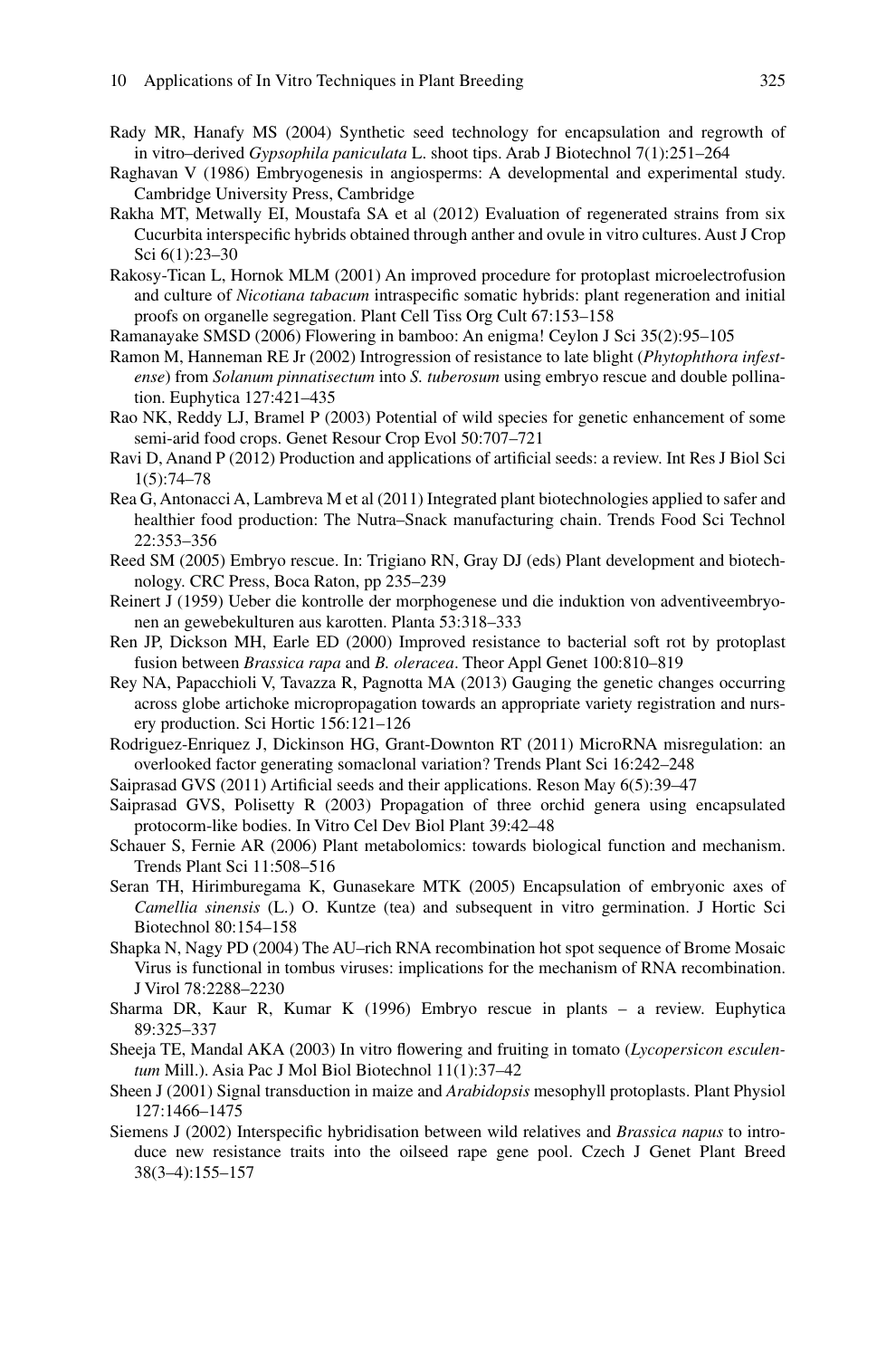Rady MR, Hanafy MS (2004) Synthetic seed technology for encapsulation and regrowth of in vitro–derived *Gypsophila paniculata* L. shoot tips. Arab J Biotechnol 7(1):251–264

Raghavan V (1986) Embryogenesis in angiosperms: A developmental and experimental study. Cambridge University Press, Cambridge

Rakha MT, Metwally EI, Moustafa SA et al (2012) Evaluation of regenerated strains from six Cucurbita interspecific hybrids obtained through anther and ovule in vitro cultures. Aust J Crop Sci 6(1):23–30

Rakosy-Tican L, Hornok MLM (2001) An improved procedure for protoplast microelectrofusion and culture of *Nicotiana tabacum* intraspecific somatic hybrids: plant regeneration and initial proofs on organelle segregation. Plant Cell Tiss Org Cult 67:153–158

Ramanayake SMSD (2006) Flowering in bamboo: An enigma! Ceylon J Sci 35(2):95–105

Ramon M, Hanneman RE Jr (2002) Introgression of resistance to late blight (*Phytophthora infestense*) from *Solanum pinnatisectum* into *S. tuberosum* using embryo rescue and double pollination. Euphytica 127:421–435

Rao NK, Reddy LJ, Bramel P (2003) Potential of wild species for genetic enhancement of some semi-arid food crops. Genet Resour Crop Evol 50:707–721

Ravi D, Anand P (2012) Production and applications of artificial seeds: a review. Int Res J Biol Sci 1(5):74–78

Rea G, Antonacci A, Lambreva M et al (2011) Integrated plant biotechnologies applied to safer and healthier food production: The Nutra–Snack manufacturing chain. Trends Food Sci Technol 22:353–356

Reed SM (2005) Embryo rescue. In: Trigiano RN, Gray DJ (eds) Plant development and biotechnology. CRC Press, Boca Raton, pp 235–239

Reinert J (1959) Ueber die kontrolle der morphogenese und die induktion von adventiveembryonen an gewebekulturen aus karotten. Planta 53:318–333

Ren JP, Dickson MH, Earle ED (2000) Improved resistance to bacterial soft rot by protoplast fusion between *Brassica rapa* and *B. oleracea*. Theor Appl Genet 100:810–819

Rey NA, Papacchioli V, Tavazza R, Pagnotta MA (2013) Gauging the genetic changes occurring across globe artichoke micropropagation towards an appropriate variety registration and nursery production. Sci Hortic 156:121–126

Rodriguez-Enriquez J, Dickinson HG, Grant-Downton RT (2011) MicroRNA misregulation: an overlooked factor generating somaclonal variation? Trends Plant Sci 16:242–248

Saiprasad GVS (2011) Artificial seeds and their applications. Reson May 6(5):39–47

Saiprasad GVS, Polisetty R (2003) Propagation of three orchid genera using encapsulated protocorm-like bodies. In Vitro Cel Dev Biol Plant 39:42–48

Schauer S, Fernie AR (2006) Plant metabolomics: towards biological function and mechanism. Trends Plant Sci 11:508–516

Seran TH, Hirimburegama K, Gunasekare MTK (2005) Encapsulation of embryonic axes of *Camellia sinensis* (L.) O. Kuntze (tea) and subsequent in vitro germination. J Hortic Sci Biotechnol 80:154–158

Shapka N, Nagy PD (2004) The AU–rich RNA recombination hot spot sequence of Brome Mosaic Virus is functional in tombus viruses: implications for the mechanism of RNA recombination. J Virol 78:2288–2230

Sharma DR, Kaur R, Kumar K (1996) Embryo rescue in plants – a review. Euphytica 89:325–337

Sheeja TE, Mandal AKA (2003) In vitro flowering and fruiting in tomato (*Lycopersicon esculentum* Mill.). Asia Pac J Mol Biol Biotechnol 11(1):37–42

Sheen J (2001) Signal transduction in maize and *Arabidopsis* mesophyll protoplasts. Plant Physiol 127:1466–1475

Siemens J (2002) Interspecific hybridisation between wild relatives and *Brassica napus* to introduce new resistance traits into the oilseed rape gene pool. Czech J Genet Plant Breed 38(3–4):155–157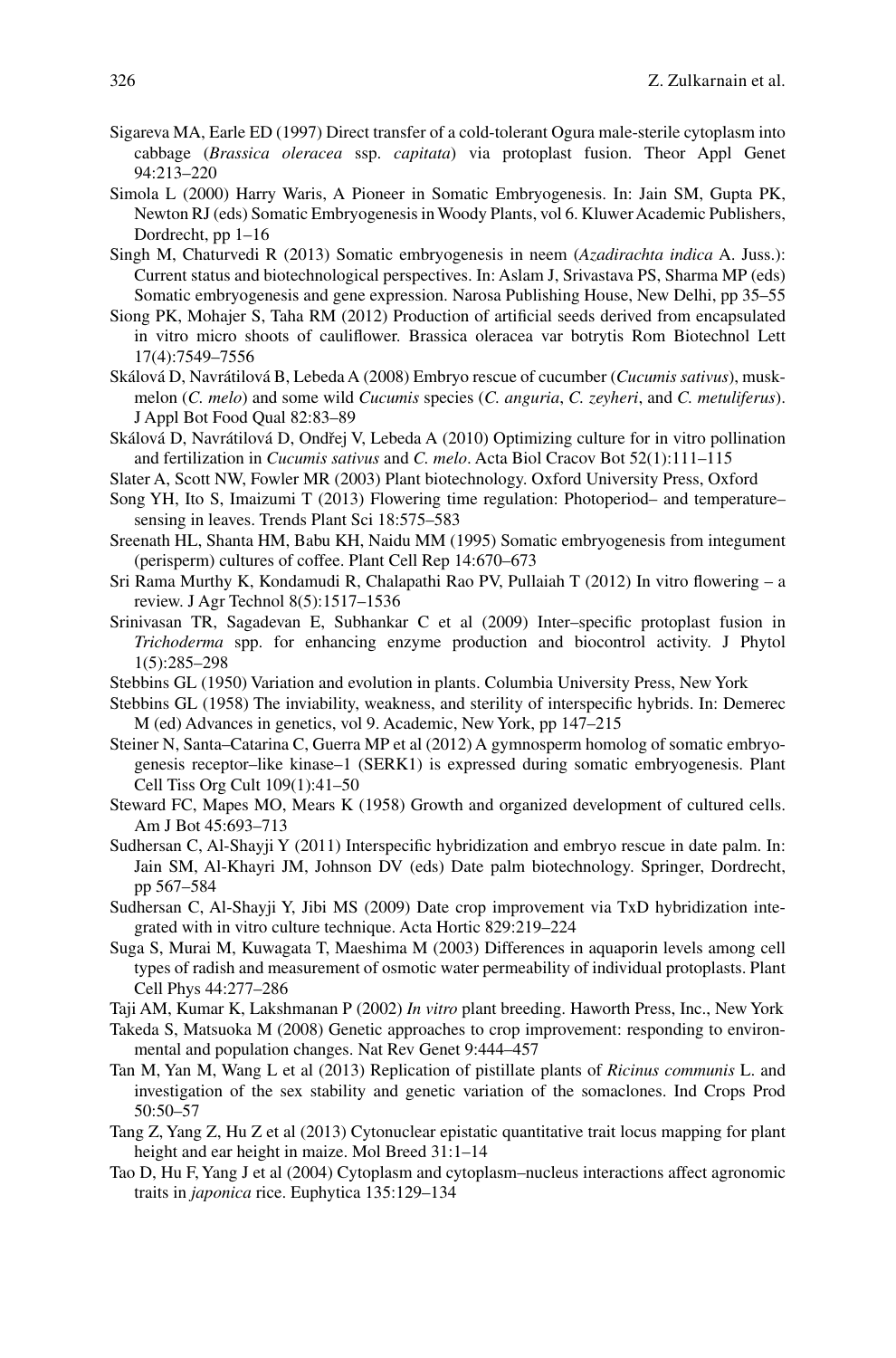Sigareva MA, Earle ED (1997) Direct transfer of a cold-tolerant Ogura male-sterile cytoplasm into cabbage (*Brassica oleracea* ssp. *capitata*) via protoplast fusion. Theor Appl Genet 94:213–220

Simola L (2000) Harry Waris, A Pioneer in Somatic Embryogenesis. In: Jain SM, Gupta PK, Newton RJ (eds) Somatic Embryogenesis in Woody Plants, vol 6. Kluwer Academic Publishers, Dordrecht, pp 1–16

Singh M, Chaturvedi R (2013) Somatic embryogenesis in neem (*Azadirachta indica* A. Juss.): Current status and biotechnological perspectives. In: Aslam J, Srivastava PS, Sharma MP (eds) Somatic embryogenesis and gene expression. Narosa Publishing House, New Delhi, pp 35–55

Siong PK, Mohajer S, Taha RM (2012) Production of artificial seeds derived from encapsulated in vitro micro shoots of cauliflower. Brassica oleracea var botrytis Rom Biotechnol Lett 17(4):7549–7556

Skálová D, Navrátilová B, Lebeda A (2008) Embryo rescue of cucumber (*Cucumis sativus*), muskmelon (*C. melo*) and some wild *Cucumis* species (*C. anguria*, *C. zeyheri*, and *C. metuliferus*). J Appl Bot Food Qual 82:83–89

Skálová D, Navrátilová D, Ondřej V, Lebeda A (2010) Optimizing culture for in vitro pollination and fertilization in *Cucumis sativus* and *C. melo*. Acta Biol Cracov Bot 52(1):111–115

Slater A, Scott NW, Fowler MR (2003) Plant biotechnology. Oxford University Press, Oxford

Song YH, Ito S, Imaizumi T (2013) Flowering time regulation: Photoperiod– and temperature–sensing in leaves. Trends Plant Sci 18:575–583

Sreenath HL, Shanta HM, Babu KH, Naidu MM (1995) Somatic embryogenesis from integument (perisperm) cultures of coffee. Plant Cell Rep 14:670–673

Sri Rama Murthy K, Kondamudi R, Chalapathi Rao PV, Pullaiah T (2012) In vitro flowering – a review. J Agr Technol 8(5):1517–1536

Srinivasan TR, Sagadevan E, Subhankar C et al (2009) Inter–specific protoplast fusion in *Trichoderma* spp. for enhancing enzyme production and biocontrol activity. J Phytol 1(5):285–298

Stebbins GL (1950) Variation and evolution in plants. Columbia University Press, New York

Stebbins GL (1958) The inviability, weakness, and sterility of interspecific hybrids. In: Demerec M (ed) Advances in genetics, vol 9. Academic, New York, pp 147–215

Steiner N, Santa–Catarina C, Guerra MP et al (2012) A gymnosperm homolog of somatic embryogenesis receptor–like kinase–1 (SERK1) is expressed during somatic embryogenesis. Plant Cell Tiss Org Cult 109(1):41–50

Steward FC, Mapes MO, Mears K (1958) Growth and organized development of cultured cells. Am J Bot 45:693–713

Sudhersan C, Al-Shayji Y (2011) Interspecific hybridization and embryo rescue in date palm. In: Jain SM, Al-Khayri JM, Johnson DV (eds) Date palm biotechnology. Springer, Dordrecht, pp 567–584

Sudhersan C, Al-Shayji Y, Jibi MS (2009) Date crop improvement via TxD hybridization integrated with in vitro culture technique. Acta Hortic 829:219–224

Suga S, Murai M, Kuwagata T, Maeshima M (2003) Differences in aquaporin levels among cell types of radish and measurement of osmotic water permeability of individual protoplasts. Plant Cell Phys 44:277–286

Taji AM, Kumar K, Lakshmanan P (2002) *In vitro* plant breeding. Haworth Press, Inc., New York

Takeda S, Matsuoka M (2008) Genetic approaches to crop improvement: responding to environmental and population changes. Nat Rev Genet 9:444–457

Tan M, Yan M, Wang L et al (2013) Replication of pistillate plants of *Ricinus communis* L. and investigation of the sex stability and genetic variation of the somaclones. Ind Crops Prod 50:50–57

Tang Z, Yang Z, Hu Z et al (2013) Cytonuclear epistatic quantitative trait locus mapping for plant height and ear height in maize. Mol Breed 31:1–14

Tao D, Hu F, Yang J et al (2004) Cytoplasm and cytoplasm–nucleus interactions affect agronomic traits in *japonica* rice. Euphytica 135:129–134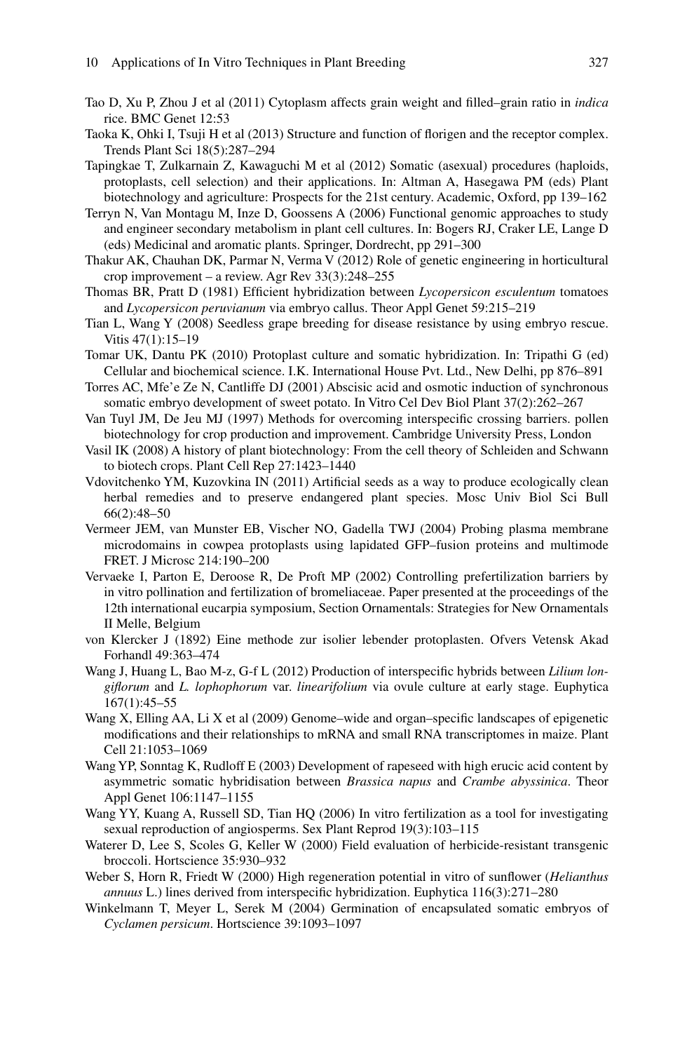Tao D, Xu P, Zhou J et al (2011) Cytoplasm affects grain weight and filled–grain ratio in *indica* rice. BMC Genet 12:53

Taoka K, Ohki I, Tsuji H et al (2013) Structure and function of florigen and the receptor complex. Trends Plant Sci 18(5):287–294

Tapingkae T, Zulkarnain Z, Kawaguchi M et al (2012) Somatic (asexual) procedures (haploids, protoplasts, cell selection) and their applications. In: Altman A, Hasegawa PM (eds) Plant biotechnology and agriculture: Prospects for the 21st century. Academic, Oxford, pp 139–162

Terryn N, Van Montagu M, Inze D, Goossens A (2006) Functional genomic approaches to study and engineer secondary metabolism in plant cell cultures. In: Bogers RJ, Craker LE, Lange D (eds) Medicinal and aromatic plants. Springer, Dordrecht, pp 291–300

Thakur AK, Chauhan DK, Parmar N, Verma V (2012) Role of genetic engineering in horticultural crop improvement – a review. Agr Rev 33(3):248–255

Thomas BR, Pratt D (1981) Efficient hybridization between *Lycopersicon esculentum* tomatoes and *Lycopersicon peruvianum* via embryo callus. Theor Appl Genet 59:215–219

Tian L, Wang Y (2008) Seedless grape breeding for disease resistance by using embryo rescue. Vitis 47(1):15–19

Tomar UK, Dantu PK (2010) Protoplast culture and somatic hybridization. In: Tripathi G (ed) Cellular and biochemical science. I.K. International House Pvt. Ltd., New Delhi, pp 876–891

Torres AC, Mfe'e Ze N, Cantliffe DJ (2001) Abscisic acid and osmotic induction of synchronous somatic embryo development of sweet potato. In Vitro Cel Dev Biol Plant 37(2):262–267

Van Tuyl JM, De Jeu MJ (1997) Methods for overcoming interspecific crossing barriers. pollen biotechnology for crop production and improvement. Cambridge University Press, London

Vasil IK (2008) A history of plant biotechnology: From the cell theory of Schleiden and Schwann to biotech crops. Plant Cell Rep 27:1423–1440

Vdovitchenko YM, Kuzovkina IN (2011) Artificial seeds as a way to produce ecologically clean herbal remedies and to preserve endangered plant species. Mosc Univ Biol Sci Bull 66(2):48–50

Vermeer JEM, van Munster EB, Vischer NO, Gadella TWJ (2004) Probing plasma membrane microdomains in cowpea protoplasts using lapidated GFP–fusion proteins and multimode FRET. J Microsc 214:190–200

Vervaeke I, Parton E, Deroose R, De Proft MP (2002) Controlling prefertilization barriers by in vitro pollination and fertilization of bromeliaceae. Paper presented at the proceedings of the 12th international eucarpia symposium, Section Ornamentals: Strategies for New Ornamentals II Melle, Belgium

von Klercker J (1892) Eine methode zur isolier lebender protoplasten. Ofvers Vetensk Akad Forhandl 49:363–474

Wang J, Huang L, Bao M-z, G-f L (2012) Production of interspecific hybrids between *Lilium longiflorum* and *L. lophophorum* var. *linearifolium* via ovule culture at early stage. Euphytica 167(1):45–55

Wang X, Elling AA, Li X et al (2009) Genome–wide and organ–specific landscapes of epigenetic modifications and their relationships to mRNA and small RNA transcriptomes in maize. Plant Cell 21:1053–1069

Wang YP, Sonntag K, Rudloff E (2003) Development of rapeseed with high erucic acid content by asymmetric somatic hybridisation between *Brassica napus* and *Crambe abyssinica*. Theor Appl Genet 106:1147–1155

Wang YY, Kuang A, Russell SD, Tian HQ (2006) In vitro fertilization as a tool for investigating sexual reproduction of angiosperms. Sex Plant Reprod 19(3):103–115

Waterer D, Lee S, Scoles G, Keller W (2000) Field evaluation of herbicide-resistant transgenic broccoli. Hortscience 35:930–932

Weber S, Horn R, Friedt W (2000) High regeneration potential in vitro of sunflower (*Helianthus annuus* L.) lines derived from interspecific hybridization. Euphytica 116(3):271–280

Winkelmann T, Meyer L, Serek M (2004) Germination of encapsulated somatic embryos of *Cyclamen persicum*. Hortscience 39:1093–1097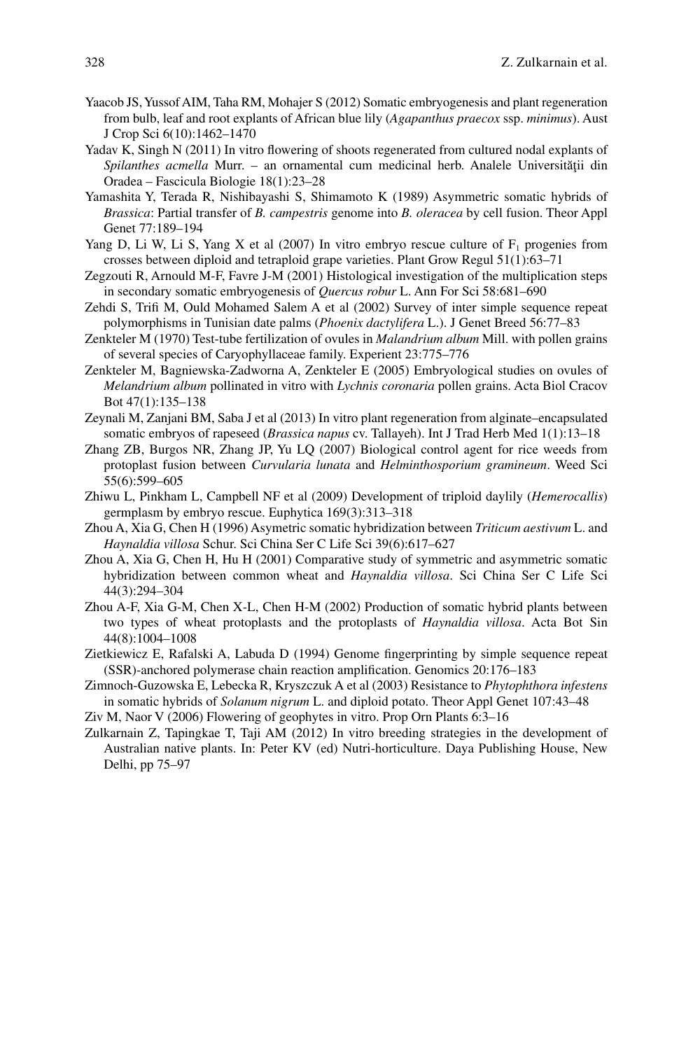Yaacob JS, Yussof AIM, Taha RM, Mohajer S (2012) Somatic embryogenesis and plant regeneration from bulb, leaf and root explants of African blue lily (*Agapanthus praecox* ssp. *minimus*). Aust J Crop Sci 6(10):1462–1470

Yadav K, Singh N (2011) In vitro flowering of shoots regenerated from cultured nodal explants of *Spilanthes acmella* Murr. – an ornamental cum medicinal herb. Analele Universităţii din Oradea – Fascicula Biologie 18(1):23–28

Yamashita Y, Terada R, Nishibayashi S, Shimamoto K (1989) Asymmetric somatic hybrids of *Brassica*: Partial transfer of *B. campestris* genome into *B. oleracea* by cell fusion. Theor Appl Genet 77:189–194

Yang D, Li W, Li S, Yang X et al (2007) In vitro embryo rescue culture of $F_1$ progenies from crosses between diploid and tetraploid grape varieties. Plant Grow Regul 51(1):63–71

Zegzouti R, Arnould M-F, Favre J-M (2001) Histological investigation of the multiplication steps in secondary somatic embryogenesis of *Quercus robur* L. Ann For Sci 58:681–690

Zehdi S, Trifi M, Ould Mohamed Salem A et al (2002) Survey of inter simple sequence repeat polymorphisms in Tunisian date palms (*Phoenix dactylifera* L.). J Genet Breed 56:77–83

Zenkteler M (1970) Test-tube fertilization of ovules in *Malandrium album* Mill. with pollen grains of several species of Caryophyllaceae family. Experient 23:775–776

Zenkteler M, Bagniewska-Zadworna A, Zenkteler E (2005) Embryological studies on ovules of *Melandrium album* pollinated in vitro with *Lychnis coronaria* pollen grains. Acta Biol Cracov Bot 47(1):135–138

Zeynali M, Zanjani BM, Saba J et al (2013) In vitro plant regeneration from alginate–encapsulated somatic embryos of rapeseed (*Brassica napus* cv. Tallayeh). Int J Trad Herb Med 1(1):13–18

Zhang ZB, Burgos NR, Zhang JP, Yu LQ (2007) Biological control agent for rice weeds from protoplast fusion between *Curvularia lunata* and *Helminthosporium gramineum*. Weed Sci 55(6):599–605

Zhiwu L, Pinkham L, Campbell NF et al (2009) Development of triploid daylily (*Hemerocallis*) germplasm by embryo rescue. Euphytica 169(3):313–318

Zhou A, Xia G, Chen H (1996) Asymetric somatic hybridization between *Triticum aestivum* L. and *Haynaldia villosa* Schur. Sci China Ser C Life Sci 39(6):617–627

Zhou A, Xia G, Chen H, Hu H (2001) Comparative study of symmetric and asymmetric somatic hybridization between common wheat and *Haynaldia villosa*. Sci China Ser C Life Sci 44(3):294–304

Zhou A-F, Xia G-M, Chen X-L, Chen H-M (2002) Production of somatic hybrid plants between two types of wheat protoplasts and the protoplasts of *Haynaldia villosa*. Acta Bot Sin 44(8):1004–1008

Zietkiewicz E, Rafalski A, Labuda D (1994) Genome fingerprinting by simple sequence repeat (SSR)-anchored polymerase chain reaction amplification. Genomics 20:176–183

Zimnoch-Guzowska E, Lebecka R, Kryszczuk A et al (2003) Resistance to *Phytophthora infestens* in somatic hybrids of *Solanum nigrum* L. and diploid potato. Theor Appl Genet 107:43–48

Ziv M, Naor V (2006) Flowering of geophytes in vitro. Prop Orn Plants 6:3–16

Zulkarnain Z, Tapingkae T, Taji AM (2012) In vitro breeding strategies in the development of Australian native plants. In: Peter KV (ed) Nutri-horticulture. Daya Publishing House, New Delhi, pp 75–97